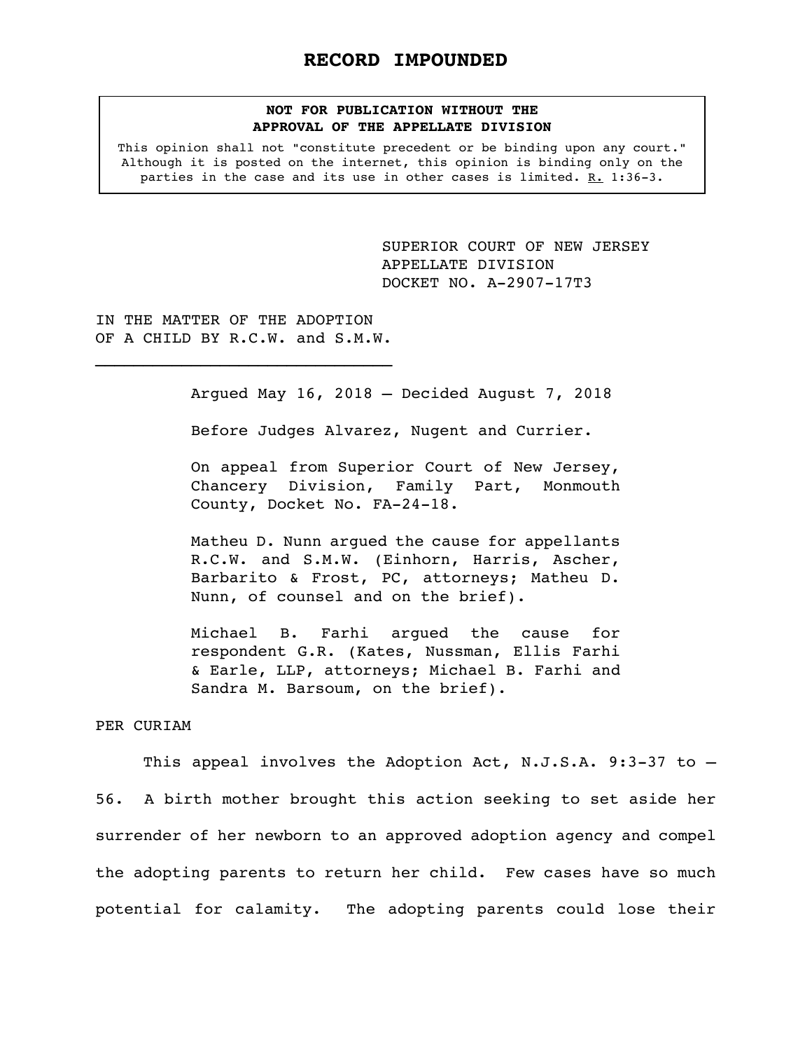# RECORD IMPOUNDED

**NOT FOR PUBLICATION WITHOUT THE APPROVAL OF THE APPELLATE DIVISION**

This opinion shall not "constitute precedent or be binding upon any court." Although it is posted on the internet, this opinion is binding only on the parties in the case and its use in other cases is limited. R. 1:36-3.

SUPERIOR COURT OF NEW JERSEY
APPELLATE DIVISION
DOCKET NO. A-2907-17T3

IN THE MATTER OF THE ADOPTION OF A CHILD BY R.C.W. and S.M.W.

Argued May 16, 2018 – Decided August 7, 2018

Before Judges Alvarez, Nugent and Currier.

On appeal from Superior Court of New Jersey, Chancery Division, Family Part, Monmouth County, Docket No. FA-24-18.

Matheu D. Nunn argued the cause for appellants R.C.W. and S.M.W. (Einhorn, Harris, Ascher, Barbarito & Frost, PC, attorneys; Matheu D. Nunn, of counsel and on the brief).

Michael B. Farhi argued the cause for respondent G.R. (Kates, Nussman, Ellis Farhi & Earle, LLP, attorneys; Michael B. Farhi and Sandra M. Barsoum, on the brief).

PER CURIAM

This appeal involves the Adoption Act, N.J.S.A. 9:3-37 to -56. A birth mother brought this action seeking to set aside her surrender of her newborn to an approved adoption agency and compel the adopting parents to return her child. Few cases have so much potential for calamity. The adopting parents could lose their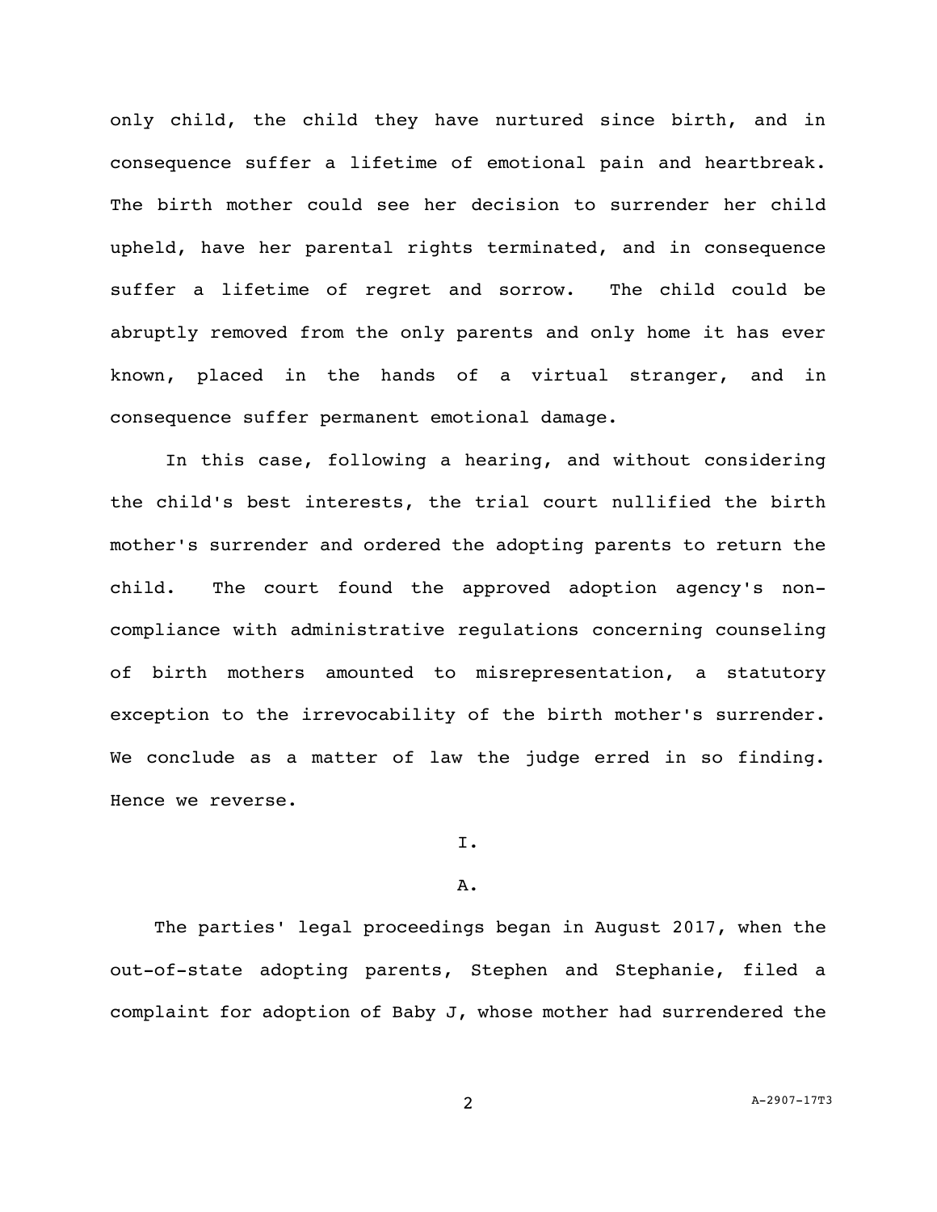only child, the child they have nurtured since birth, and in consequence suffer a lifetime of emotional pain and heartbreak. The birth mother could see her decision to surrender her child upheld, have her parental rights terminated, and in consequence suffer a lifetime of regret and sorrow. The child could be abruptly removed from the only parents and only home it has ever known, placed in the hands of a virtual stranger, and in consequence suffer permanent emotional damage.

In this case, following a hearing, and without considering the child's best interests, the trial court nullified the birth mother's surrender and ordered the adopting parents to return the child. The court found the approved adoption agency's non-compliance with administrative regulations concerning counseling of birth mothers amounted to misrepresentation, a statutory exception to the irrevocability of the birth mother's surrender. We conclude as a matter of law the judge erred in so finding. Hence we reverse.

I.

A.

The parties' legal proceedings began in August 2017, when the out-of-state adopting parents, Stephen and Stephanie, filed a complaint for adoption of Baby J, whose mother had surrendered the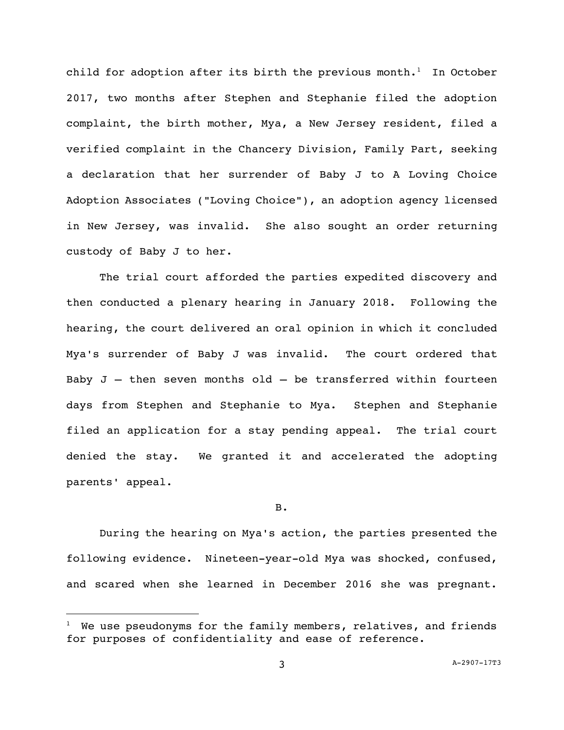child for adoption after its birth the previous month.[1] In October 2017, two months after Stephen and Stephanie filed the adoption complaint, the birth mother, Mya, a New Jersey resident, filed a verified complaint in the Chancery Division, Family Part, seeking a declaration that her surrender of Baby J to A Loving Choice Adoption Associates ("Loving Choice"), an adoption agency licensed in New Jersey, was invalid. She also sought an order returning custody of Baby J to her.

The trial court afforded the parties expedited discovery and then conducted a plenary hearing in January 2018. Following the hearing, the court delivered an oral opinion in which it concluded Mya's surrender of Baby J was invalid. The court ordered that Baby J – then seven months old – be transferred within fourteen days from Stephen and Stephanie to Mya. Stephen and Stephanie filed an application for a stay pending appeal. The trial court denied the stay. We granted it and accelerated the adopting parents' appeal.

B.

During the hearing on Mya's action, the parties presented the following evidence. Nineteen-year-old Mya was shocked, confused, and scared when she learned in December 2016 she was pregnant.

[1] We use pseudonyms for the family members, relatives, and friends for purposes of confidentiality and ease of reference.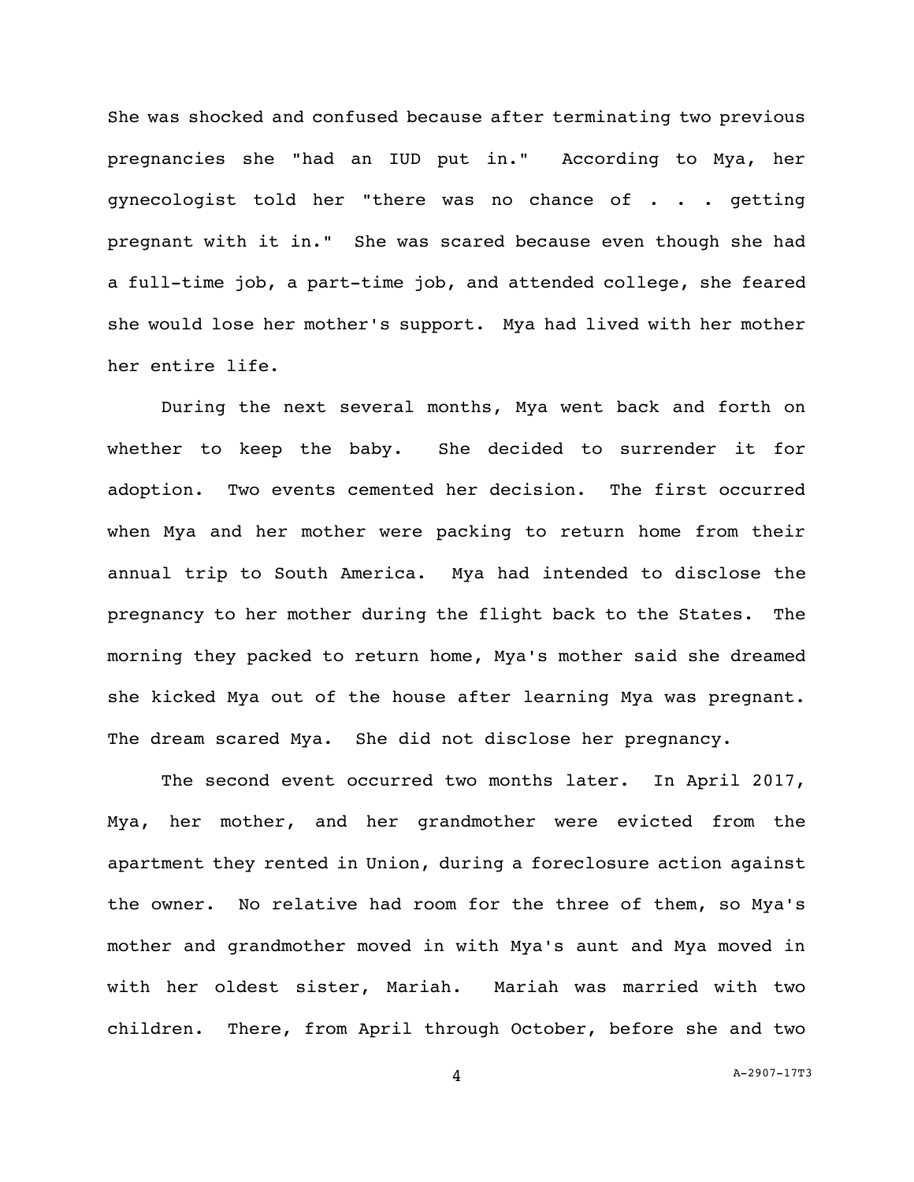She was shocked and confused because after terminating two previous pregnancies she "had an IUD put in." According to Mya, her gynecologist told her "there was no chance of . . . getting pregnant with it in." She was scared because even though she had a full-time job, a part-time job, and attended college, she feared she would lose her mother's support. Mya had lived with her mother her entire life.

During the next several months, Mya went back and forth on whether to keep the baby. She decided to surrender it for adoption. Two events cemented her decision. The first occurred when Mya and her mother were packing to return home from their annual trip to South America. Mya had intended to disclose the pregnancy to her mother during the flight back to the States. The morning they packed to return home, Mya's mother said she dreamed she kicked Mya out of the house after learning Mya was pregnant. The dream scared Mya. She did not disclose her pregnancy.

The second event occurred two months later. In April 2017, Mya, her mother, and her grandmother were evicted from the apartment they rented in Union, during a foreclosure action against the owner. No relative had room for the three of them, so Mya's mother and grandmother moved in with Mya's aunt and Mya moved in with her oldest sister, Mariah. Mariah was married with two children. There, from April through October, before she and two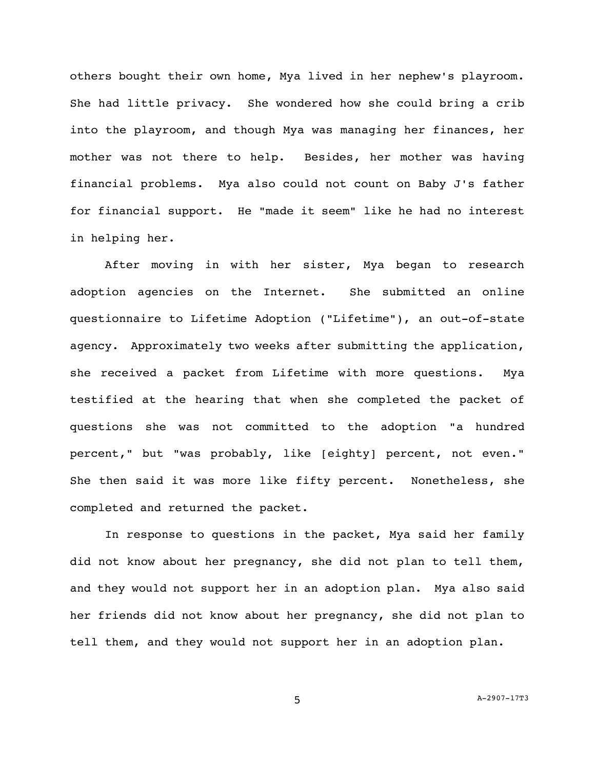others bought their own home, Mya lived in her nephew's playroom. She had little privacy. She wondered how she could bring a crib into the playroom, and though Mya was managing her finances, her mother was not there to help. Besides, her mother was having financial problems. Mya also could not count on Baby J's father for financial support. He "made it seem" like he had no interest in helping her.

After moving in with her sister, Mya began to research adoption agencies on the Internet. She submitted an online questionnaire to Lifetime Adoption ("Lifetime"), an out-of-state agency. Approximately two weeks after submitting the application, she received a packet from Lifetime with more questions. Mya testified at the hearing that when she completed the packet of questions she was not committed to the adoption "a hundred percent," but "was probably, like [eighty] percent, not even." She then said it was more like fifty percent. Nonetheless, she completed and returned the packet.

In response to questions in the packet, Mya said her family did not know about her pregnancy, she did not plan to tell them, and they would not support her in an adoption plan. Mya also said her friends did not know about her pregnancy, she did not plan to tell them, and they would not support her in an adoption plan.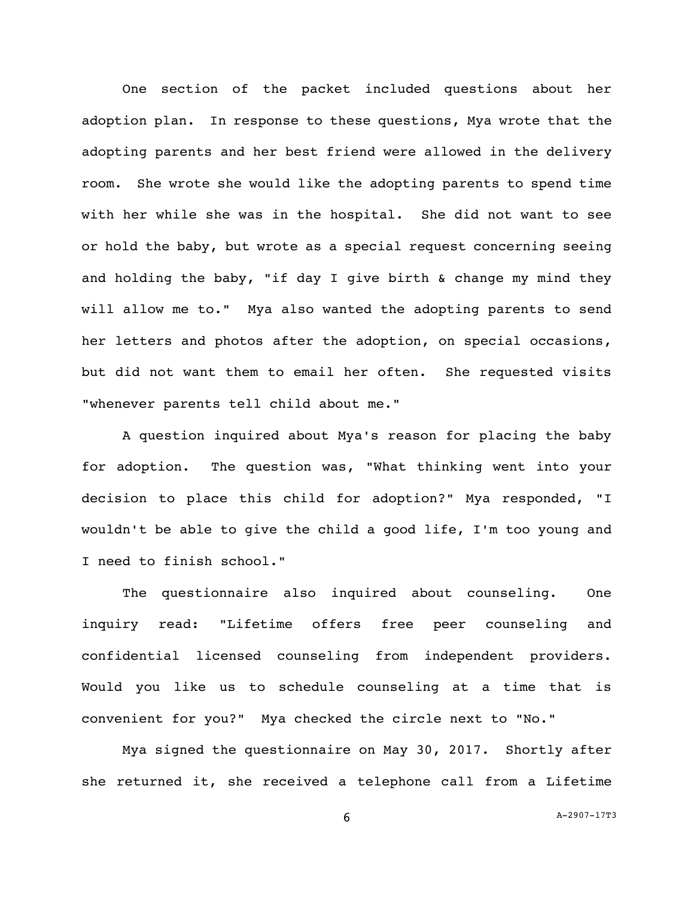One section of the packet included questions about her adoption plan. In response to these questions, Mya wrote that the adopting parents and her best friend were allowed in the delivery room. She wrote she would like the adopting parents to spend time with her while she was in the hospital. She did not want to see or hold the baby, but wrote as a special request concerning seeing and holding the baby, "if day I give birth & change my mind they will allow me to." Mya also wanted the adopting parents to send her letters and photos after the adoption, on special occasions, but did not want them to email her often. She requested visits "whenever parents tell child about me."

A question inquired about Mya's reason for placing the baby for adoption. The question was, "What thinking went into your decision to place this child for adoption?" Mya responded, "I wouldn't be able to give the child a good life, I'm too young and I need to finish school."

The questionnaire also inquired about counseling. One inquiry read: "Lifetime offers free peer counseling and confidential licensed counseling from independent providers. Would you like us to schedule counseling at a time that is convenient for you?" Mya checked the circle next to "No."

Mya signed the questionnaire on May 30, 2017. Shortly after she returned it, she received a telephone call from a Lifetime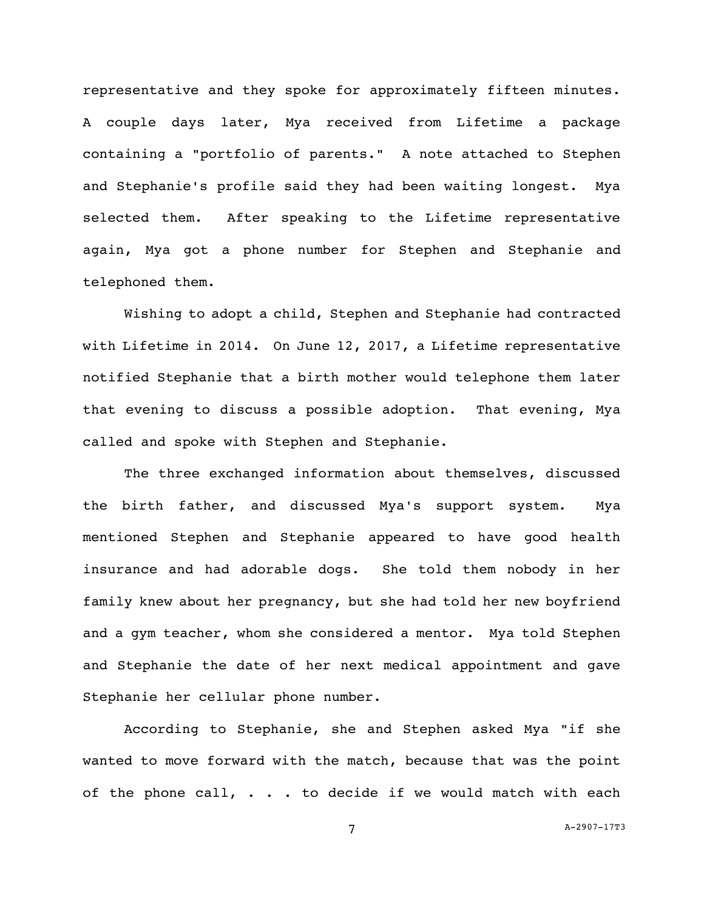representative and they spoke for approximately fifteen minutes. A couple days later, Mya received from Lifetime a package containing a "portfolio of parents." A note attached to Stephen and Stephanie's profile said they had been waiting longest. Mya selected them. After speaking to the Lifetime representative again, Mya got a phone number for Stephen and Stephanie and telephoned them.

Wishing to adopt a child, Stephen and Stephanie had contracted with Lifetime in 2014. On June 12, 2017, a Lifetime representative notified Stephanie that a birth mother would telephone them later that evening to discuss a possible adoption. That evening, Mya called and spoke with Stephen and Stephanie.

The three exchanged information about themselves, discussed the birth father, and discussed Mya's support system. Mya mentioned Stephen and Stephanie appeared to have good health insurance and had adorable dogs. She told them nobody in her family knew about her pregnancy, but she had told her new boyfriend and a gym teacher, whom she considered a mentor. Mya told Stephen and Stephanie the date of her next medical appointment and gave Stephanie her cellular phone number.

According to Stephanie, she and Stephen asked Mya "if she wanted to move forward with the match, because that was the point of the phone call, . . . to decide if we would match with each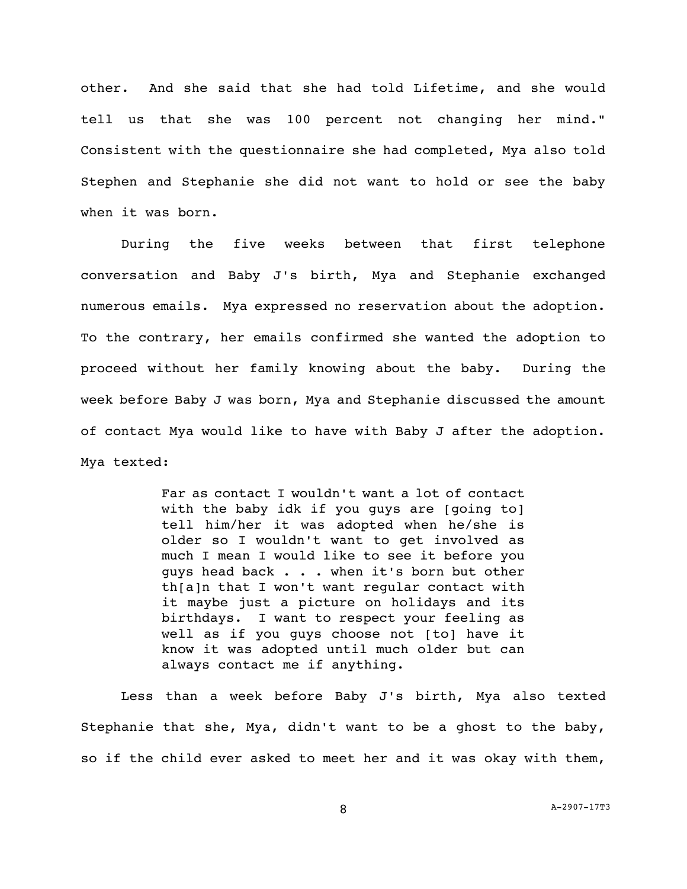other. And she said that she had told Lifetime, and she would tell us that she was 100 percent not changing her mind." Consistent with the questionnaire she had completed, Mya also told Stephen and Stephanie she did not want to hold or see the baby when it was born.

During the five weeks between that first telephone conversation and Baby J's birth, Mya and Stephanie exchanged numerous emails. Mya expressed no reservation about the adoption. To the contrary, her emails confirmed she wanted the adoption to proceed without her family knowing about the baby. During the week before Baby J was born, Mya and Stephanie discussed the amount of contact Mya would like to have with Baby J after the adoption. Mya texted:

> Far as contact I wouldn't want a lot of contact with the baby idk if you guys are [going to] tell him/her it was adopted when he/she is older so I wouldn't want to get involved as much I mean I would like to see it before you guys head back . . . when it's born but other th[a]n that I won't want regular contact with it maybe just a picture on holidays and its birthdays. I want to respect your feeling as well as if you guys choose not [to] have it know it was adopted until much older but can always contact me if anything.

Less than a week before Baby J's birth, Mya also texted Stephanie that she, Mya, didn't want to be a ghost to the baby, so if the child ever asked to meet her and it was okay with them,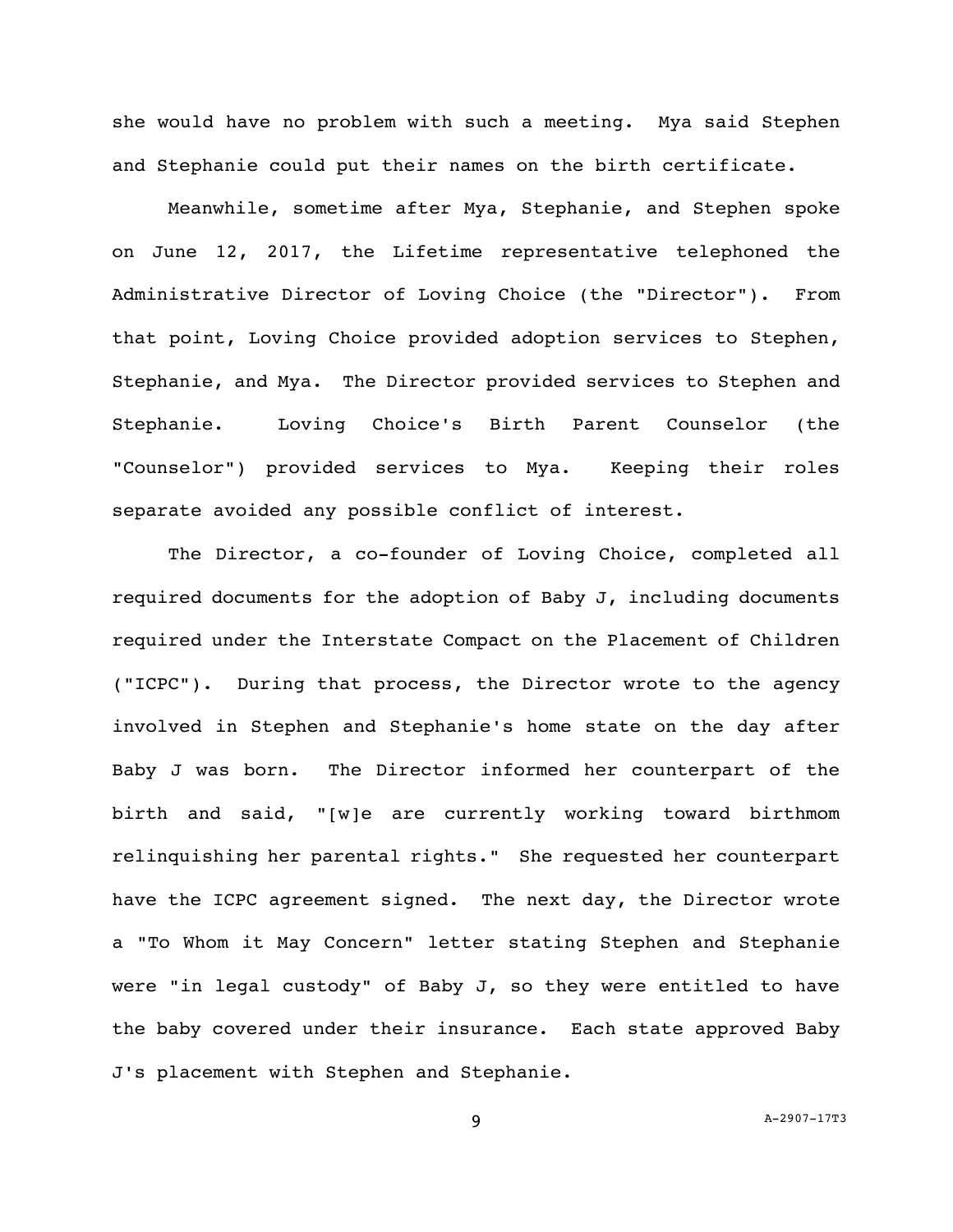she would have no problem with such a meeting. Mya said Stephen and Stephanie could put their names on the birth certificate.

Meanwhile, sometime after Mya, Stephanie, and Stephen spoke on June 12, 2017, the Lifetime representative telephoned the Administrative Director of Loving Choice (the "Director"). From that point, Loving Choice provided adoption services to Stephen, Stephanie, and Mya. The Director provided services to Stephen and Stephanie. Loving Choice's Birth Parent Counselor (the "Counselor") provided services to Mya. Keeping their roles separate avoided any possible conflict of interest.

The Director, a co-founder of Loving Choice, completed all required documents for the adoption of Baby J, including documents required under the Interstate Compact on the Placement of Children ("ICPC"). During that process, the Director wrote to the agency involved in Stephen and Stephanie's home state on the day after Baby J was born. The Director informed her counterpart of the birth and said, "[w]e are currently working toward birthmom relinquishing her parental rights." She requested her counterpart have the ICPC agreement signed. The next day, the Director wrote a "To Whom it May Concern" letter stating Stephen and Stephanie were "in legal custody" of Baby J, so they were entitled to have the baby covered under their insurance. Each state approved Baby J's placement with Stephen and Stephanie.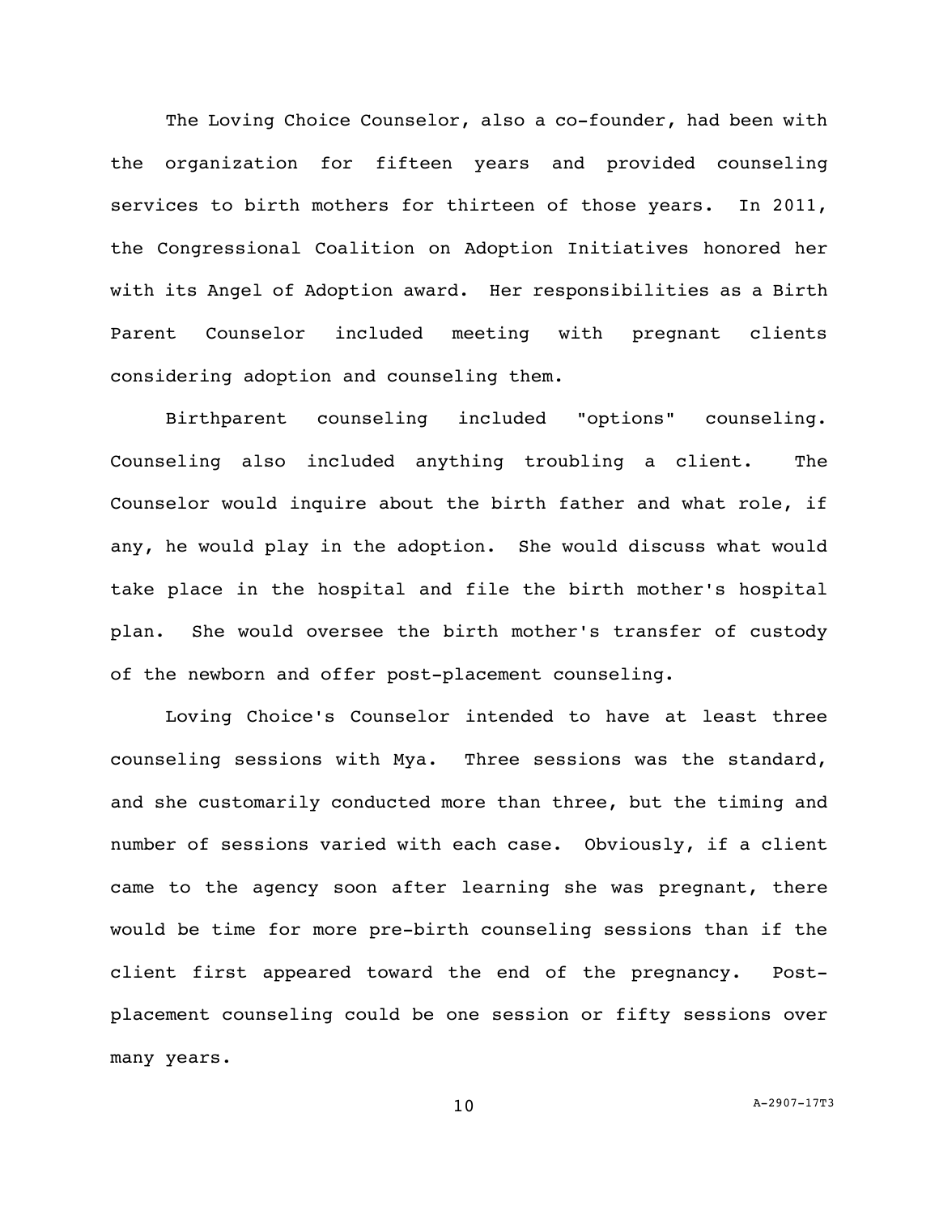The Loving Choice Counselor, also a co-founder, had been with the organization for fifteen years and provided counseling services to birth mothers for thirteen of those years. In 2011, the Congressional Coalition on Adoption Initiatives honored her with its Angel of Adoption award. Her responsibilities as a Birth Parent Counselor included meeting with pregnant clients considering adoption and counseling them.

Birthparent counseling included "options" counseling. Counseling also included anything troubling a client. The Counselor would inquire about the birth father and what role, if any, he would play in the adoption. She would discuss what would take place in the hospital and file the birth mother's hospital plan. She would oversee the birth mother's transfer of custody of the newborn and offer post-placement counseling.

Loving Choice's Counselor intended to have at least three counseling sessions with Mya. Three sessions was the standard, and she customarily conducted more than three, but the timing and number of sessions varied with each case. Obviously, if a client came to the agency soon after learning she was pregnant, there would be time for more pre-birth counseling sessions than if the client first appeared toward the end of the pregnancy. Post-placement counseling could be one session or fifty sessions over many years.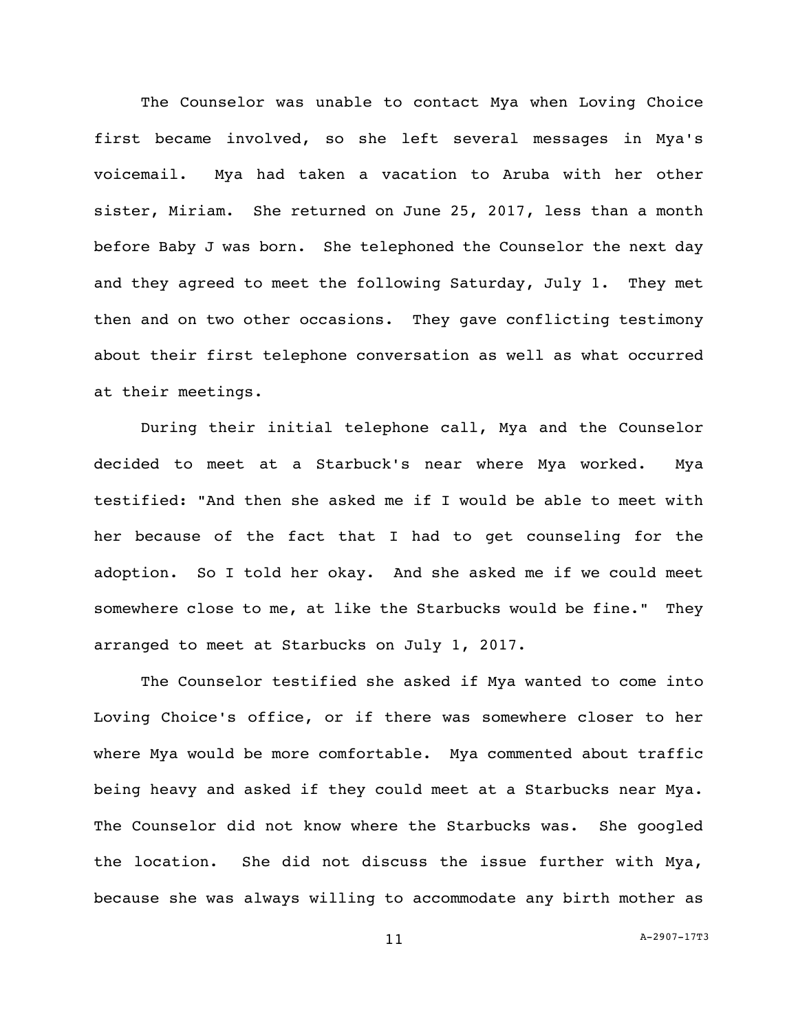The Counselor was unable to contact Mya when Loving Choice first became involved, so she left several messages in Mya's voicemail. Mya had taken a vacation to Aruba with her other sister, Miriam. She returned on June 25, 2017, less than a month before Baby J was born. She telephoned the Counselor the next day and they agreed to meet the following Saturday, July 1. They met then and on two other occasions. They gave conflicting testimony about their first telephone conversation as well as what occurred at their meetings.

During their initial telephone call, Mya and the Counselor decided to meet at a Starbuck's near where Mya worked. Mya testified: "And then she asked me if I would be able to meet with her because of the fact that I had to get counseling for the adoption. So I told her okay. And she asked me if we could meet somewhere close to me, at like the Starbucks would be fine." They arranged to meet at Starbucks on July 1, 2017.

The Counselor testified she asked if Mya wanted to come into Loving Choice's office, or if there was somewhere closer to her where Mya would be more comfortable. Mya commented about traffic being heavy and asked if they could meet at a Starbucks near Mya. The Counselor did not know where the Starbucks was. She googled the location. She did not discuss the issue further with Mya, because she was always willing to accommodate any birth mother as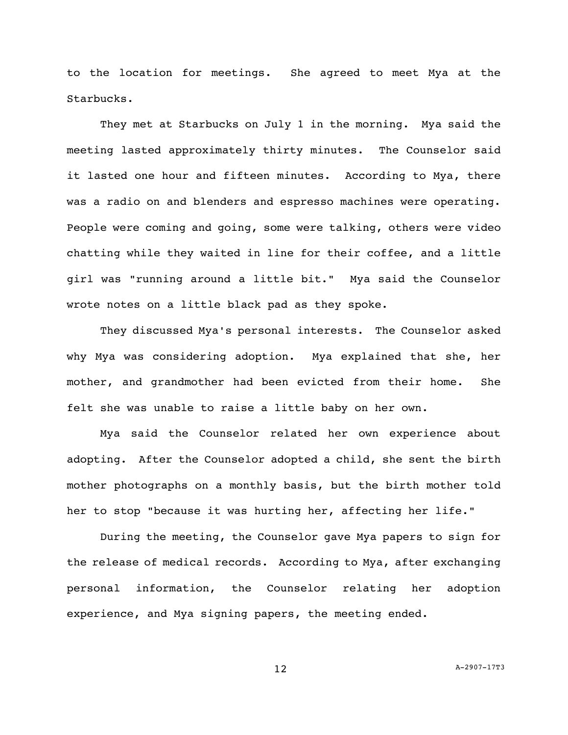to the location for meetings. She agreed to meet Mya at the Starbucks.

They met at Starbucks on July 1 in the morning. Mya said the meeting lasted approximately thirty minutes. The Counselor said it lasted one hour and fifteen minutes. According to Mya, there was a radio on and blenders and espresso machines were operating. People were coming and going, some were talking, others were video chatting while they waited in line for their coffee, and a little girl was "running around a little bit." Mya said the Counselor wrote notes on a little black pad as they spoke.

They discussed Mya's personal interests. The Counselor asked why Mya was considering adoption. Mya explained that she, her mother, and grandmother had been evicted from their home. She felt she was unable to raise a little baby on her own.

Mya said the Counselor related her own experience about adopting. After the Counselor adopted a child, she sent the birth mother photographs on a monthly basis, but the birth mother told her to stop "because it was hurting her, affecting her life."

During the meeting, the Counselor gave Mya papers to sign for the release of medical records. According to Mya, after exchanging personal information, the Counselor relating her adoption experience, and Mya signing papers, the meeting ended.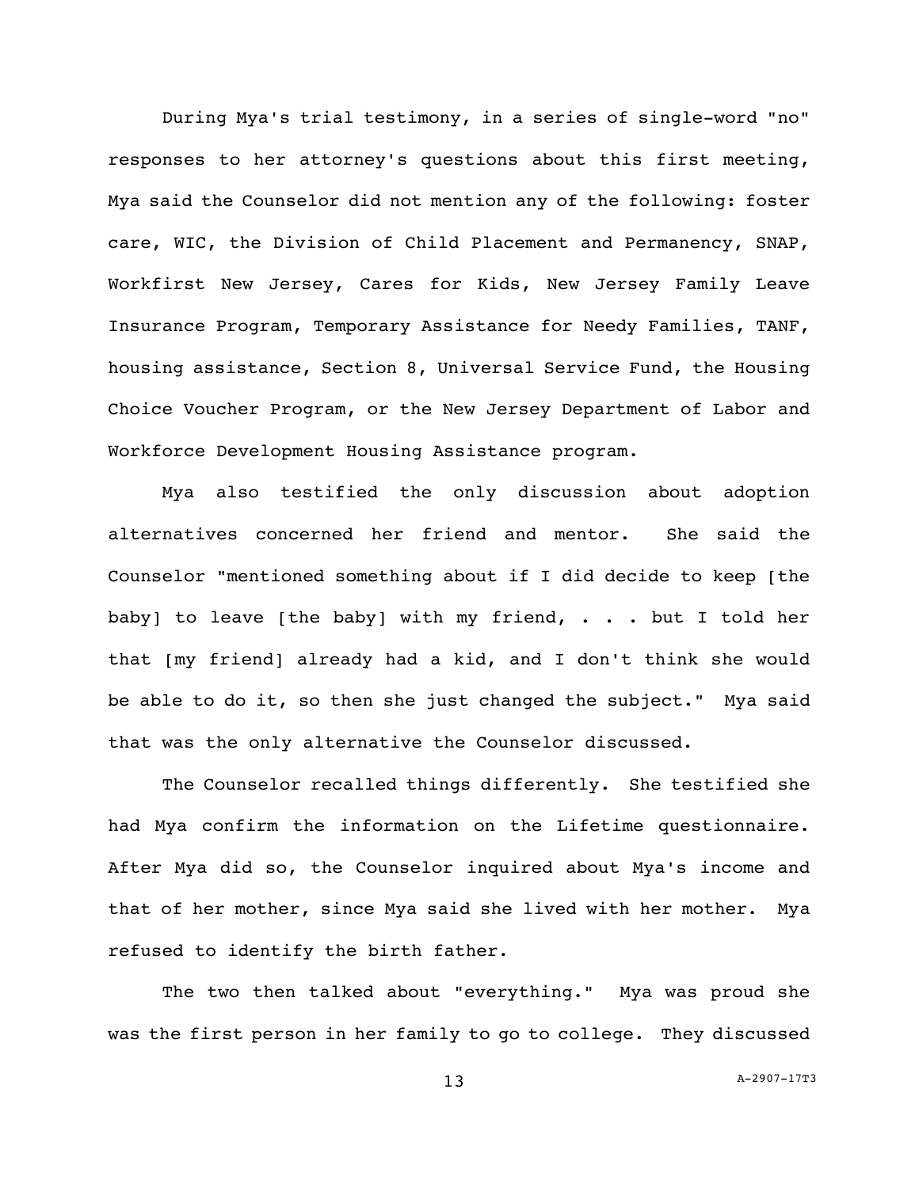During Mya's trial testimony, in a series of single-word "no" responses to her attorney's questions about this first meeting, Mya said the Counselor did not mention any of the following: foster care, WIC, the Division of Child Placement and Permanency, SNAP, Workfirst New Jersey, Cares for Kids, New Jersey Family Leave Insurance Program, Temporary Assistance for Needy Families, TANF, housing assistance, Section 8, Universal Service Fund, the Housing Choice Voucher Program, or the New Jersey Department of Labor and Workforce Development Housing Assistance program.

Mya also testified the only discussion about adoption alternatives concerned her friend and mentor. She said the Counselor "mentioned something about if I did decide to keep [the baby] to leave [the baby] with my friend, . . . but I told her that [my friend] already had a kid, and I don't think she would be able to do it, so then she just changed the subject." Mya said that was the only alternative the Counselor discussed.

The Counselor recalled things differently. She testified she had Mya confirm the information on the Lifetime questionnaire. After Mya did so, the Counselor inquired about Mya's income and that of her mother, since Mya said she lived with her mother. Mya refused to identify the birth father.

The two then talked about "everything." Mya was proud she was the first person in her family to go to college. They discussed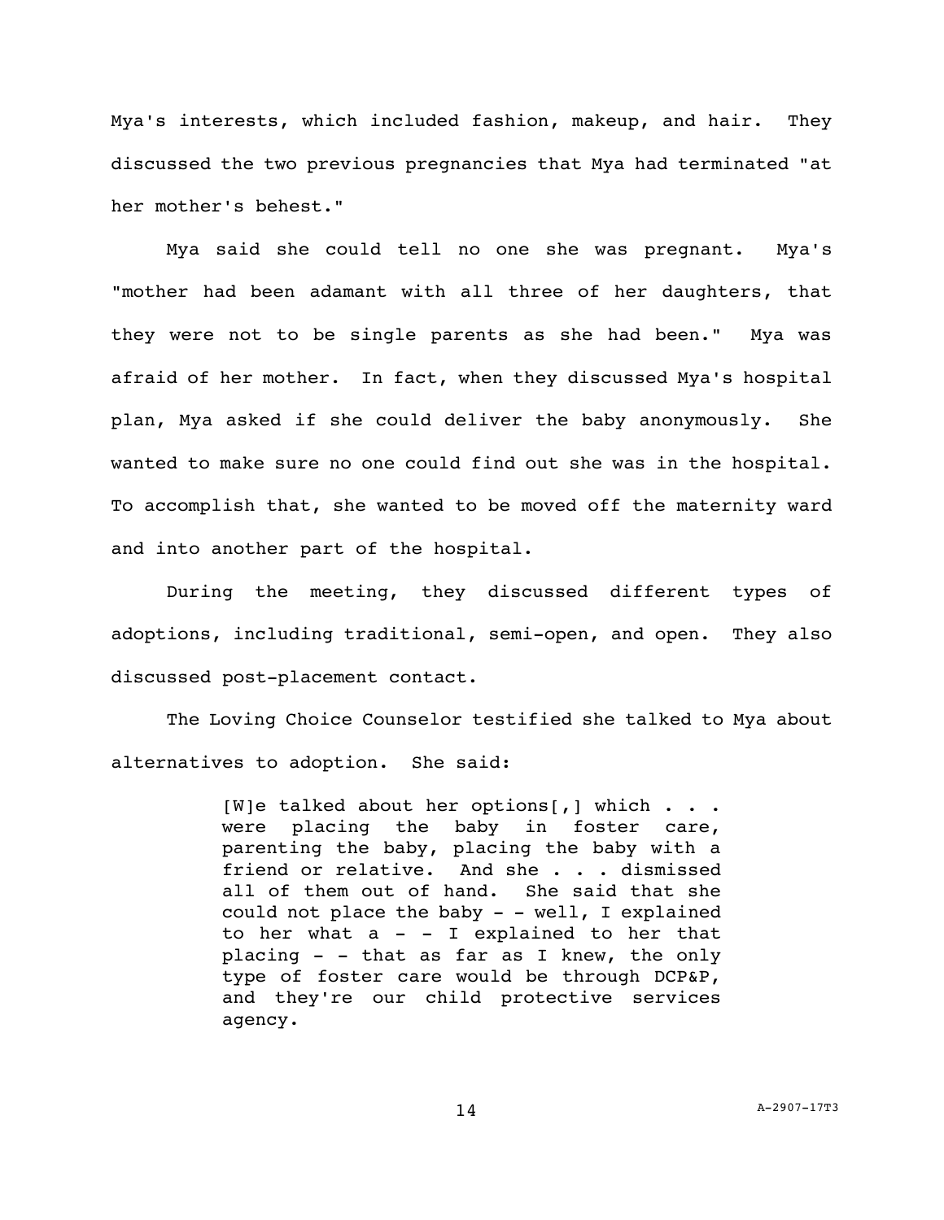Mya's interests, which included fashion, makeup, and hair. They discussed the two previous pregnancies that Mya had terminated "at her mother's behest."

Mya said she could tell no one she was pregnant. Mya's "mother had been adamant with all three of her daughters, that they were not to be single parents as she had been." Mya was afraid of her mother. In fact, when they discussed Mya's hospital plan, Mya asked if she could deliver the baby anonymously. She wanted to make sure no one could find out she was in the hospital. To accomplish that, she wanted to be moved off the maternity ward and into another part of the hospital.

During the meeting, they discussed different types of adoptions, including traditional, semi-open, and open. They also discussed post-placement contact.

The Loving Choice Counselor testified she talked to Mya about alternatives to adoption. She said:

> [W]e talked about her options[,] which . . . were placing the baby in foster care, parenting the baby, placing the baby with a friend or relative. And she . . . dismissed all of them out of hand. She said that she could not place the baby - - well, I explained to her what a - - I explained to her that placing - - that as far as I knew, the only type of foster care would be through DCP&P, and they're our child protective services agency.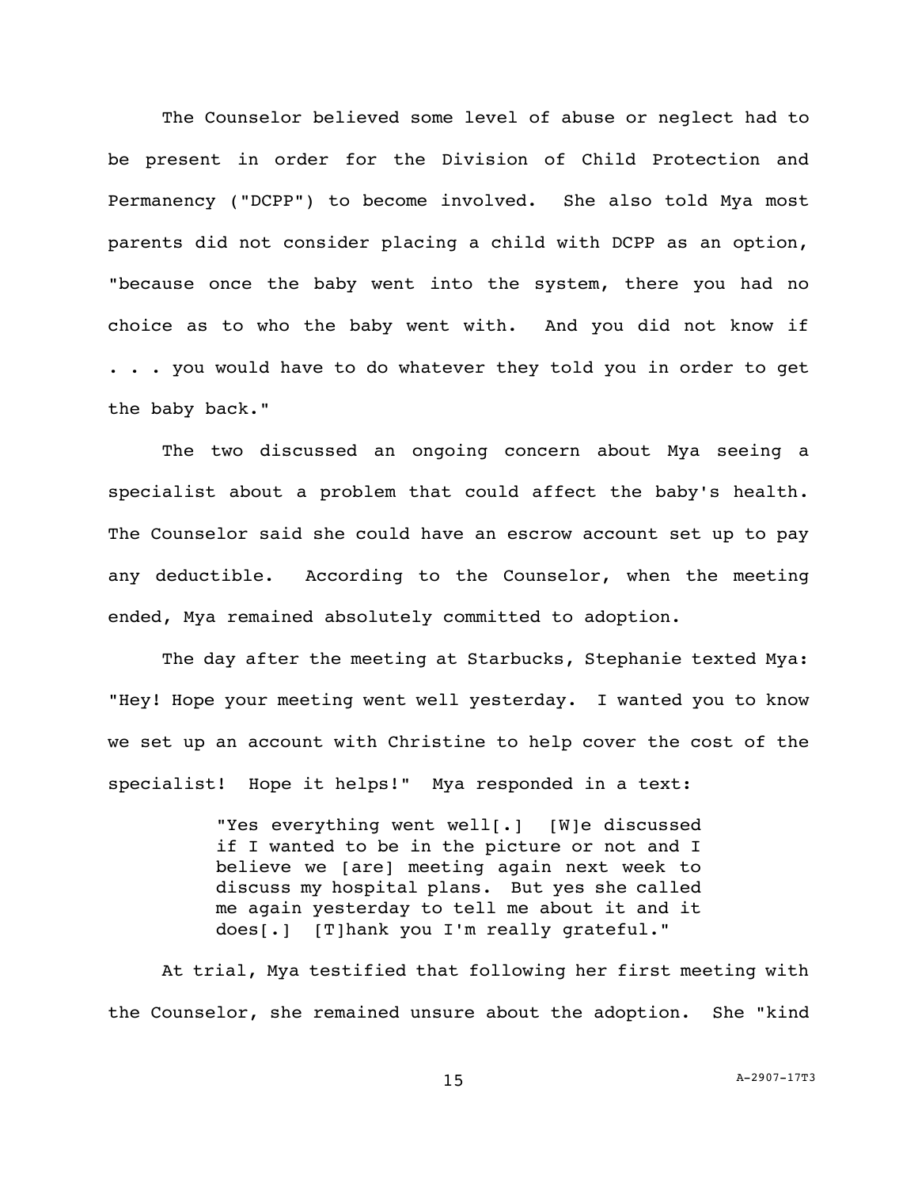The Counselor believed some level of abuse or neglect had to be present in order for the Division of Child Protection and Permanency ("DCPP") to become involved. She also told Mya most parents did not consider placing a child with DCPP as an option, "because once the baby went into the system, there you had no choice as to who the baby went with. And you did not know if . . . you would have to do whatever they told you in order to get the baby back."

The two discussed an ongoing concern about Mya seeing a specialist about a problem that could affect the baby's health. The Counselor said she could have an escrow account set up to pay any deductible. According to the Counselor, when the meeting ended, Mya remained absolutely committed to adoption.

The day after the meeting at Starbucks, Stephanie texted Mya: "Hey! Hope your meeting went well yesterday. I wanted you to know we set up an account with Christine to help cover the cost of the specialist! Hope it helps!" Mya responded in a text:

> "Yes everything went well[.] [W]e discussed if I wanted to be in the picture or not and I believe we [are] meeting again next week to discuss my hospital plans. But yes she called me again yesterday to tell me about it and it does[.] [T]hank you I'm really grateful."

At trial, Mya testified that following her first meeting with the Counselor, she remained unsure about the adoption. She "kind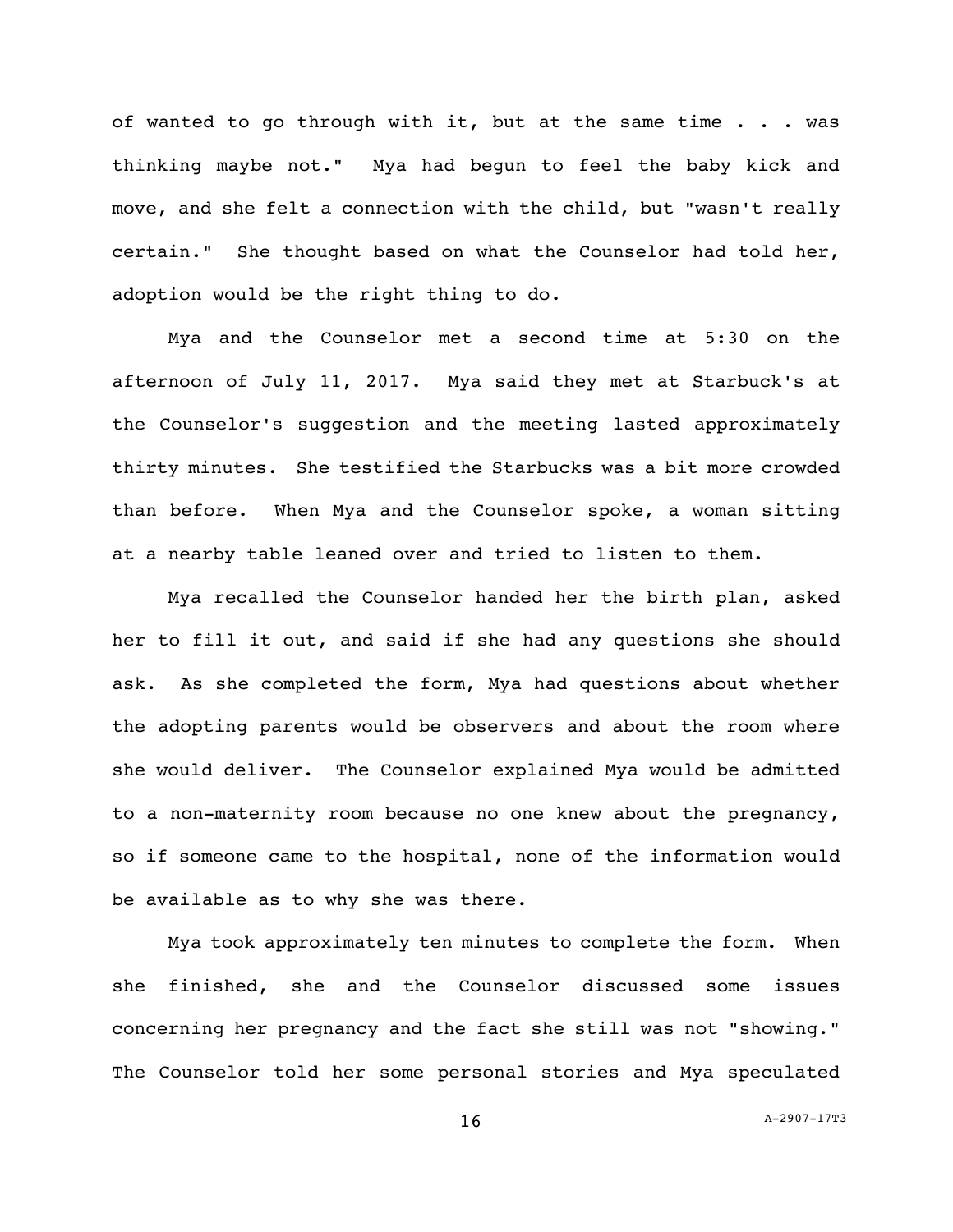of wanted to go through with it, but at the same time . . . was thinking maybe not." Mya had begun to feel the baby kick and move, and she felt a connection with the child, but "wasn't really certain." She thought based on what the Counselor had told her, adoption would be the right thing to do.

Mya and the Counselor met a second time at 5:30 on the afternoon of July 11, 2017. Mya said they met at Starbuck's at the Counselor's suggestion and the meeting lasted approximately thirty minutes. She testified the Starbucks was a bit more crowded than before. When Mya and the Counselor spoke, a woman sitting at a nearby table leaned over and tried to listen to them.

Mya recalled the Counselor handed her the birth plan, asked her to fill it out, and said if she had any questions she should ask. As she completed the form, Mya had questions about whether the adopting parents would be observers and about the room where she would deliver. The Counselor explained Mya would be admitted to a non-maternity room because no one knew about the pregnancy, so if someone came to the hospital, none of the information would be available as to why she was there.

Mya took approximately ten minutes to complete the form. When she finished, she and the Counselor discussed some issues concerning her pregnancy and the fact she still was not "showing." The Counselor told her some personal stories and Mya speculated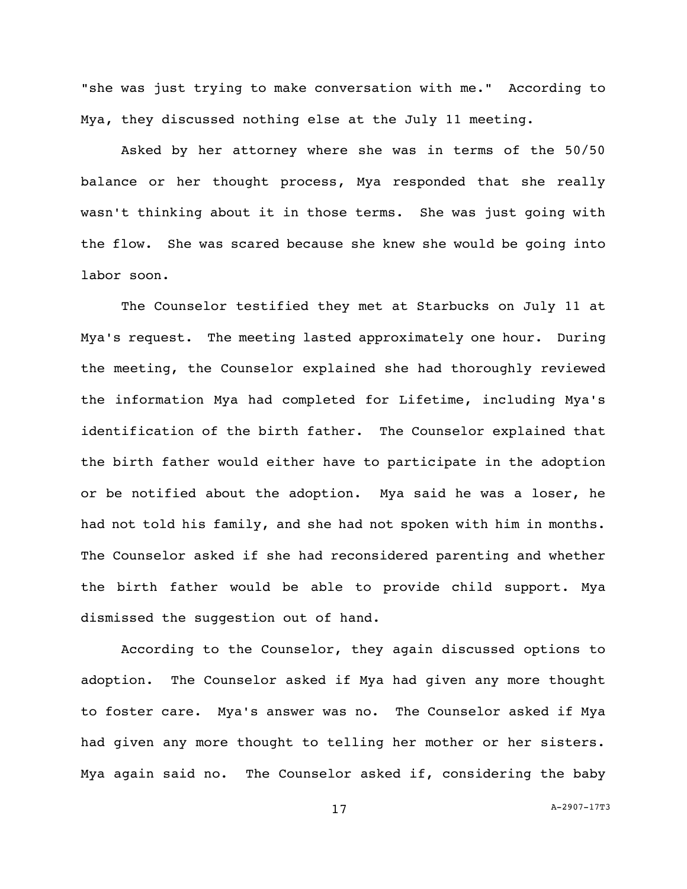"she was just trying to make conversation with me." According to Mya, they discussed nothing else at the July 11 meeting.

Asked by her attorney where she was in terms of the 50/50 balance or her thought process, Mya responded that she really wasn't thinking about it in those terms. She was just going with the flow. She was scared because she knew she would be going into labor soon.

The Counselor testified they met at Starbucks on July 11 at Mya's request. The meeting lasted approximately one hour. During the meeting, the Counselor explained she had thoroughly reviewed the information Mya had completed for Lifetime, including Mya's identification of the birth father. The Counselor explained that the birth father would either have to participate in the adoption or be notified about the adoption. Mya said he was a loser, he had not told his family, and she had not spoken with him in months. The Counselor asked if she had reconsidered parenting and whether the birth father would be able to provide child support. Mya dismissed the suggestion out of hand.

According to the Counselor, they again discussed options to adoption. The Counselor asked if Mya had given any more thought to foster care. Mya's answer was no. The Counselor asked if Mya had given any more thought to telling her mother or her sisters. Mya again said no. The Counselor asked if, considering the baby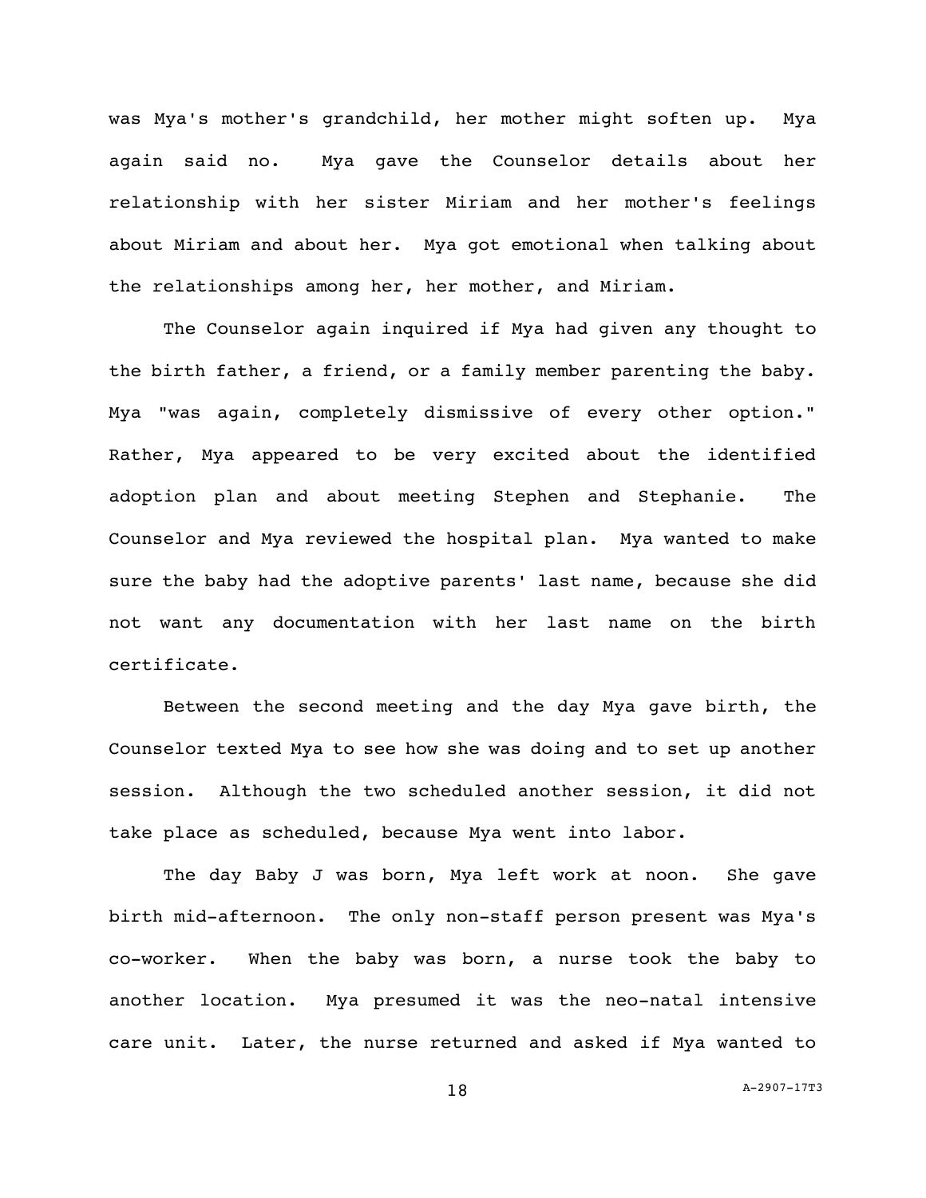was Mya's mother's grandchild, her mother might soften up. Mya again said no. Mya gave the Counselor details about her relationship with her sister Miriam and her mother's feelings about Miriam and about her. Mya got emotional when talking about the relationships among her, her mother, and Miriam.

The Counselor again inquired if Mya had given any thought to the birth father, a friend, or a family member parenting the baby. Mya "was again, completely dismissive of every other option." Rather, Mya appeared to be very excited about the identified adoption plan and about meeting Stephen and Stephanie. The Counselor and Mya reviewed the hospital plan. Mya wanted to make sure the baby had the adoptive parents' last name, because she did not want any documentation with her last name on the birth certificate.

Between the second meeting and the day Mya gave birth, the Counselor texted Mya to see how she was doing and to set up another session. Although the two scheduled another session, it did not take place as scheduled, because Mya went into labor.

The day Baby J was born, Mya left work at noon. She gave birth mid-afternoon. The only non-staff person present was Mya's co-worker. When the baby was born, a nurse took the baby to another location. Mya presumed it was the neo-natal intensive care unit. Later, the nurse returned and asked if Mya wanted to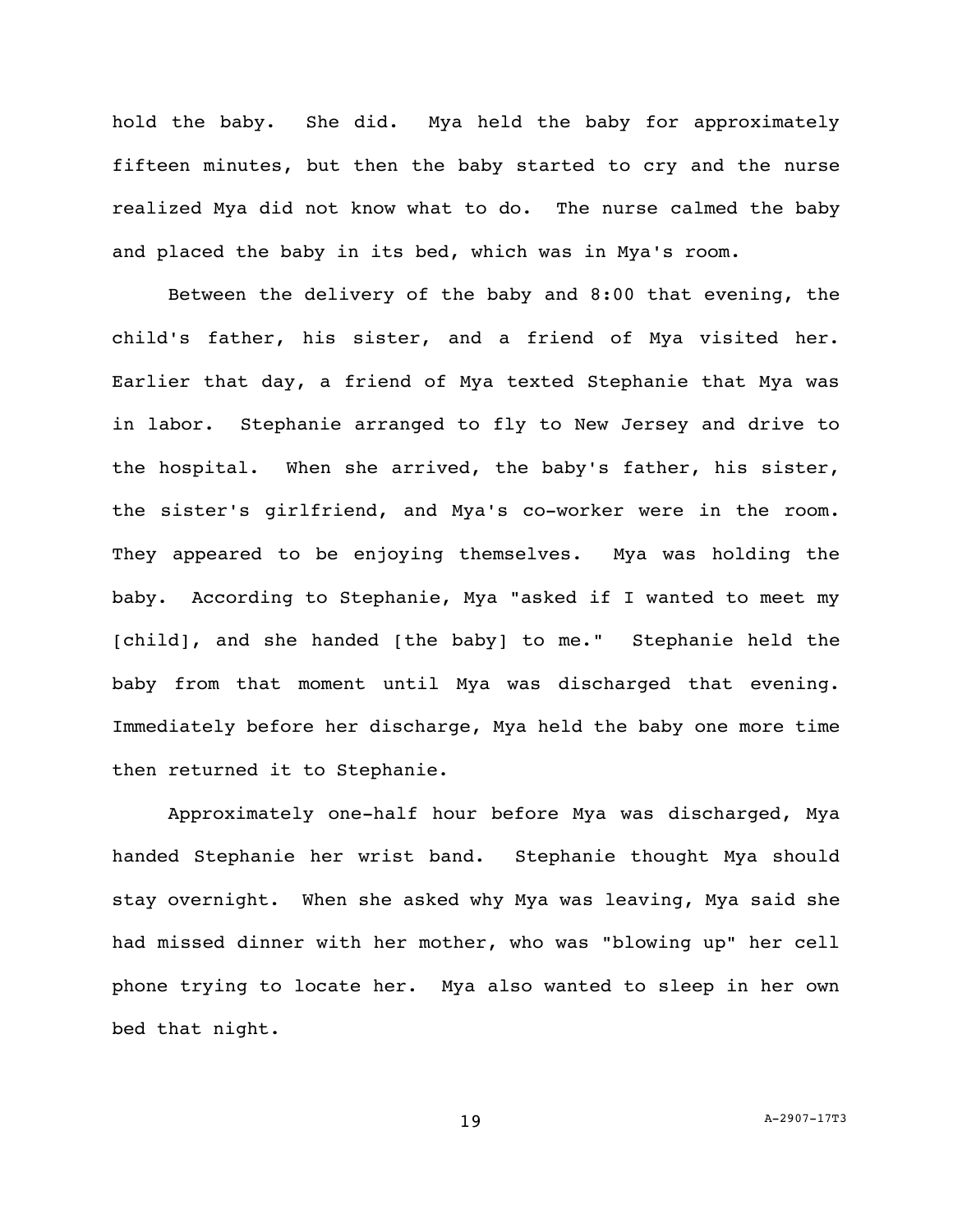hold the baby. She did. Mya held the baby for approximately fifteen minutes, but then the baby started to cry and the nurse realized Mya did not know what to do. The nurse calmed the baby and placed the baby in its bed, which was in Mya's room.

Between the delivery of the baby and 8:00 that evening, the child's father, his sister, and a friend of Mya visited her. Earlier that day, a friend of Mya texted Stephanie that Mya was in labor. Stephanie arranged to fly to New Jersey and drive to the hospital. When she arrived, the baby's father, his sister, the sister's girlfriend, and Mya's co-worker were in the room. They appeared to be enjoying themselves. Mya was holding the baby. According to Stephanie, Mya "asked if I wanted to meet my [child], and she handed [the baby] to me." Stephanie held the baby from that moment until Mya was discharged that evening. Immediately before her discharge, Mya held the baby one more time then returned it to Stephanie.

Approximately one-half hour before Mya was discharged, Mya handed Stephanie her wrist band. Stephanie thought Mya should stay overnight. When she asked why Mya was leaving, Mya said she had missed dinner with her mother, who was "blowing up" her cell phone trying to locate her. Mya also wanted to sleep in her own bed that night.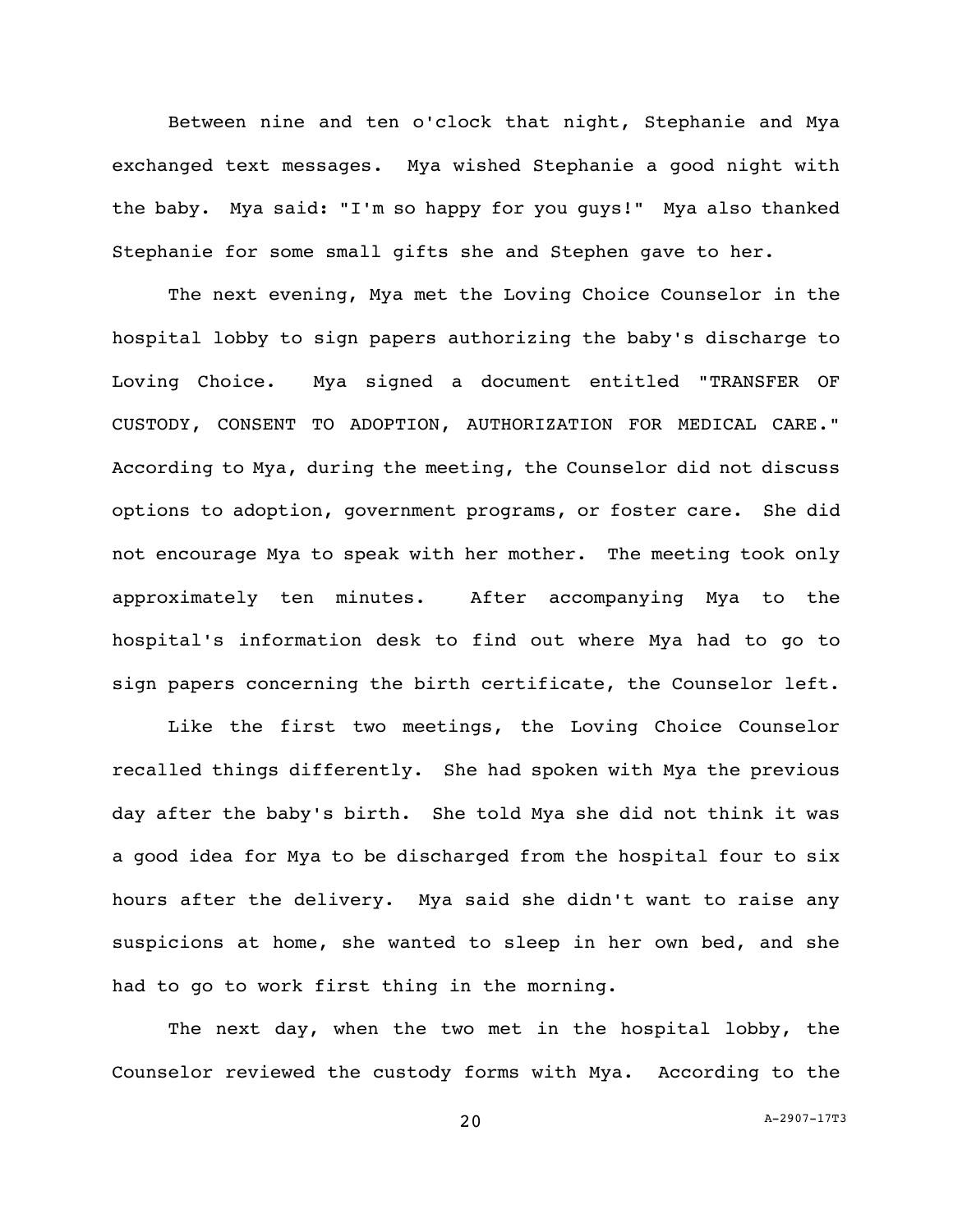Between nine and ten o'clock that night, Stephanie and Mya exchanged text messages. Mya wished Stephanie a good night with the baby. Mya said: "I'm so happy for you guys!" Mya also thanked Stephanie for some small gifts she and Stephen gave to her.

The next evening, Mya met the Loving Choice Counselor in the hospital lobby to sign papers authorizing the baby's discharge to Loving Choice. Mya signed a document entitled "TRANSFER OF CUSTODY, CONSENT TO ADOPTION, AUTHORIZATION FOR MEDICAL CARE." According to Mya, during the meeting, the Counselor did not discuss options to adoption, government programs, or foster care. She did not encourage Mya to speak with her mother. The meeting took only approximately ten minutes. After accompanying Mya to the hospital's information desk to find out where Mya had to go to sign papers concerning the birth certificate, the Counselor left.

Like the first two meetings, the Loving Choice Counselor recalled things differently. She had spoken with Mya the previous day after the baby's birth. She told Mya she did not think it was a good idea for Mya to be discharged from the hospital four to six hours after the delivery. Mya said she didn't want to raise any suspicions at home, she wanted to sleep in her own bed, and she had to go to work first thing in the morning.

The next day, when the two met in the hospital lobby, the Counselor reviewed the custody forms with Mya. According to the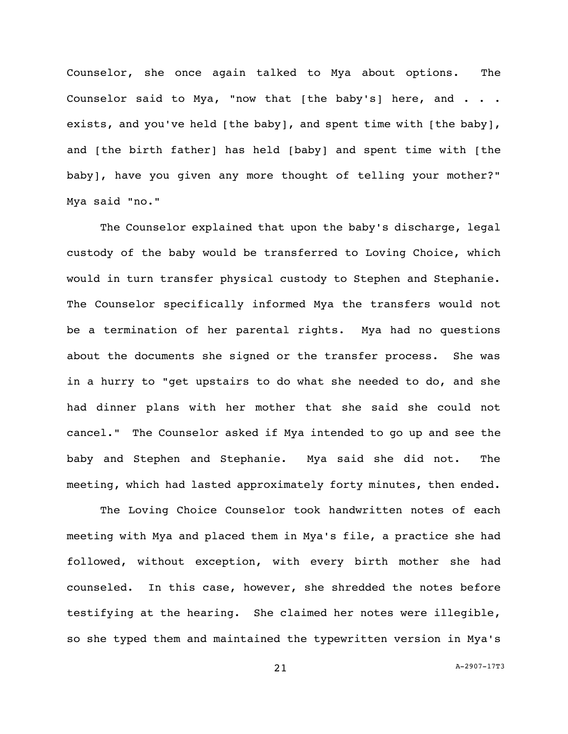Counselor, she once again talked to Mya about options. The Counselor said to Mya, "now that [the baby's] here, and . . . exists, and you've held [the baby], and spent time with [the baby], and [the birth father] has held [baby] and spent time with [the baby], have you given any more thought of telling your mother?" Mya said "no."

The Counselor explained that upon the baby's discharge, legal custody of the baby would be transferred to Loving Choice, which would in turn transfer physical custody to Stephen and Stephanie. The Counselor specifically informed Mya the transfers would not be a termination of her parental rights. Mya had no questions about the documents she signed or the transfer process. She was in a hurry to "get upstairs to do what she needed to do, and she had dinner plans with her mother that she said she could not cancel." The Counselor asked if Mya intended to go up and see the baby and Stephen and Stephanie. Mya said she did not. The meeting, which had lasted approximately forty minutes, then ended.

The Loving Choice Counselor took handwritten notes of each meeting with Mya and placed them in Mya's file, a practice she had followed, without exception, with every birth mother she had counseled. In this case, however, she shredded the notes before testifying at the hearing. She claimed her notes were illegible, so she typed them and maintained the typewritten version in Mya's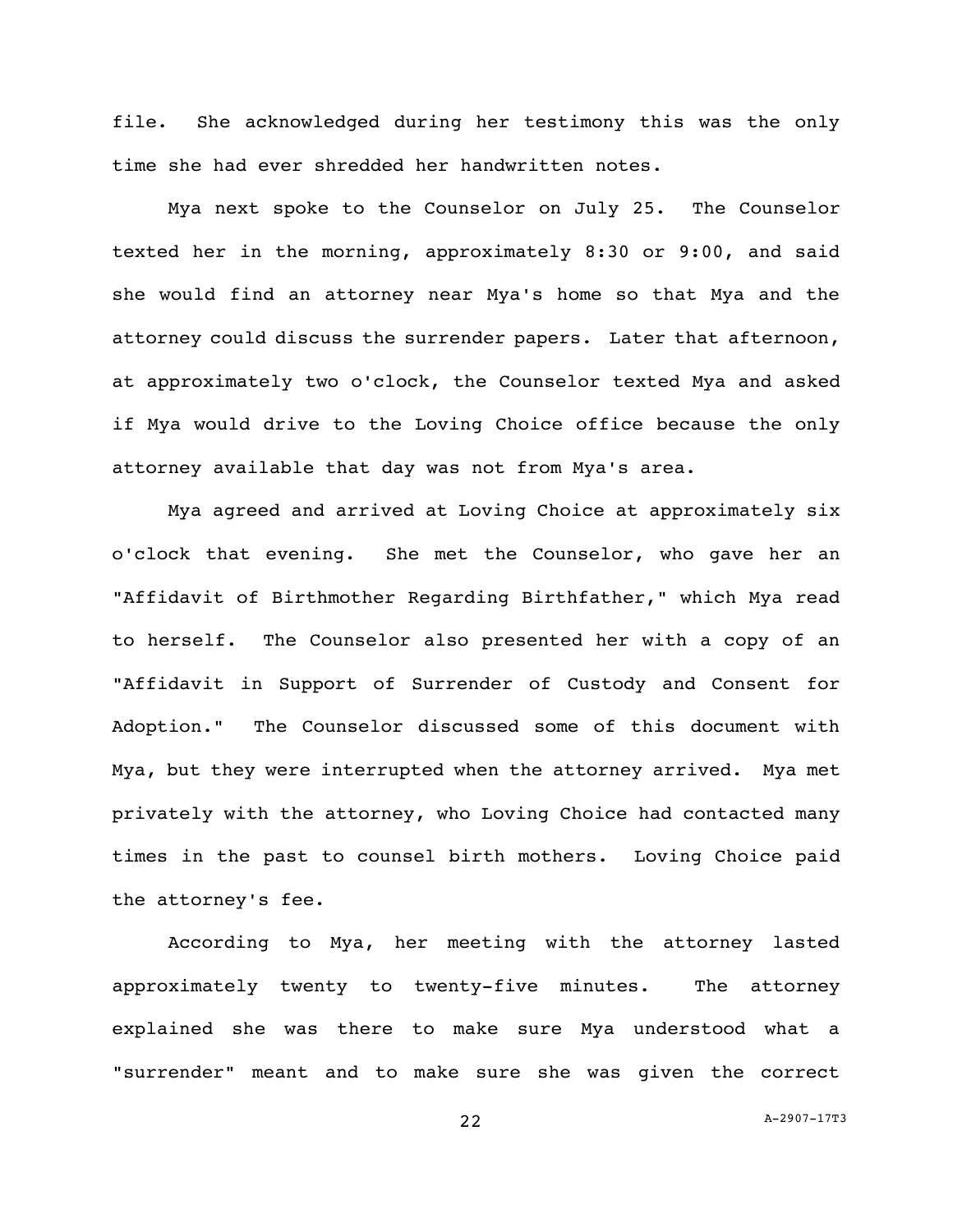file. She acknowledged during her testimony this was the only time she had ever shredded her handwritten notes.

Mya next spoke to the Counselor on July 25. The Counselor texted her in the morning, approximately 8:30 or 9:00, and said she would find an attorney near Mya's home so that Mya and the attorney could discuss the surrender papers. Later that afternoon, at approximately two o'clock, the Counselor texted Mya and asked if Mya would drive to the Loving Choice office because the only attorney available that day was not from Mya's area.

Mya agreed and arrived at Loving Choice at approximately six o'clock that evening. She met the Counselor, who gave her an "Affidavit of Birthmother Regarding Birthfather," which Mya read to herself. The Counselor also presented her with a copy of an "Affidavit in Support of Surrender of Custody and Consent for Adoption." The Counselor discussed some of this document with Mya, but they were interrupted when the attorney arrived. Mya met privately with the attorney, who Loving Choice had contacted many times in the past to counsel birth mothers. Loving Choice paid the attorney's fee.

According to Mya, her meeting with the attorney lasted approximately twenty to twenty-five minutes. The attorney explained she was there to make sure Mya understood what a "surrender" meant and to make sure she was given the correct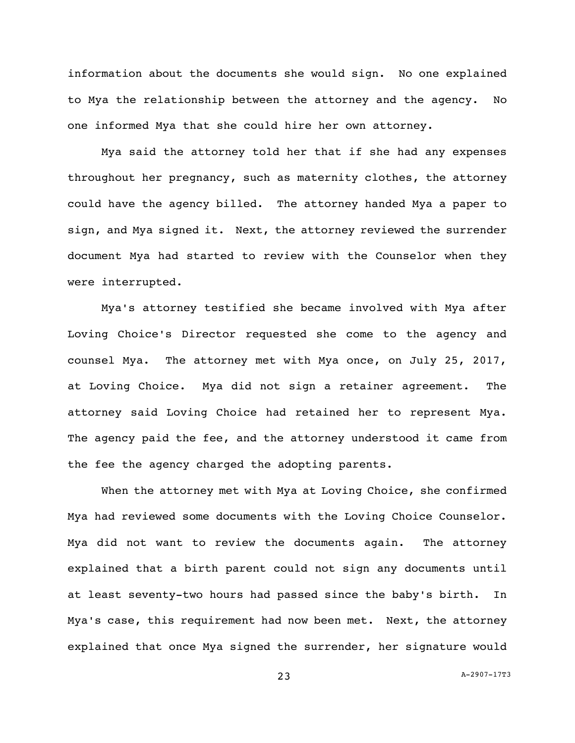information about the documents she would sign. No one explained to Mya the relationship between the attorney and the agency. No one informed Mya that she could hire her own attorney.

Mya said the attorney told her that if she had any expenses throughout her pregnancy, such as maternity clothes, the attorney could have the agency billed. The attorney handed Mya a paper to sign, and Mya signed it. Next, the attorney reviewed the surrender document Mya had started to review with the Counselor when they were interrupted.

Mya's attorney testified she became involved with Mya after Loving Choice's Director requested she come to the agency and counsel Mya. The attorney met with Mya once, on July 25, 2017, at Loving Choice. Mya did not sign a retainer agreement. The attorney said Loving Choice had retained her to represent Mya. The agency paid the fee, and the attorney understood it came from the fee the agency charged the adopting parents.

When the attorney met with Mya at Loving Choice, she confirmed Mya had reviewed some documents with the Loving Choice Counselor. Mya did not want to review the documents again. The attorney explained that a birth parent could not sign any documents until at least seventy-two hours had passed since the baby's birth. In Mya's case, this requirement had now been met. Next, the attorney explained that once Mya signed the surrender, her signature would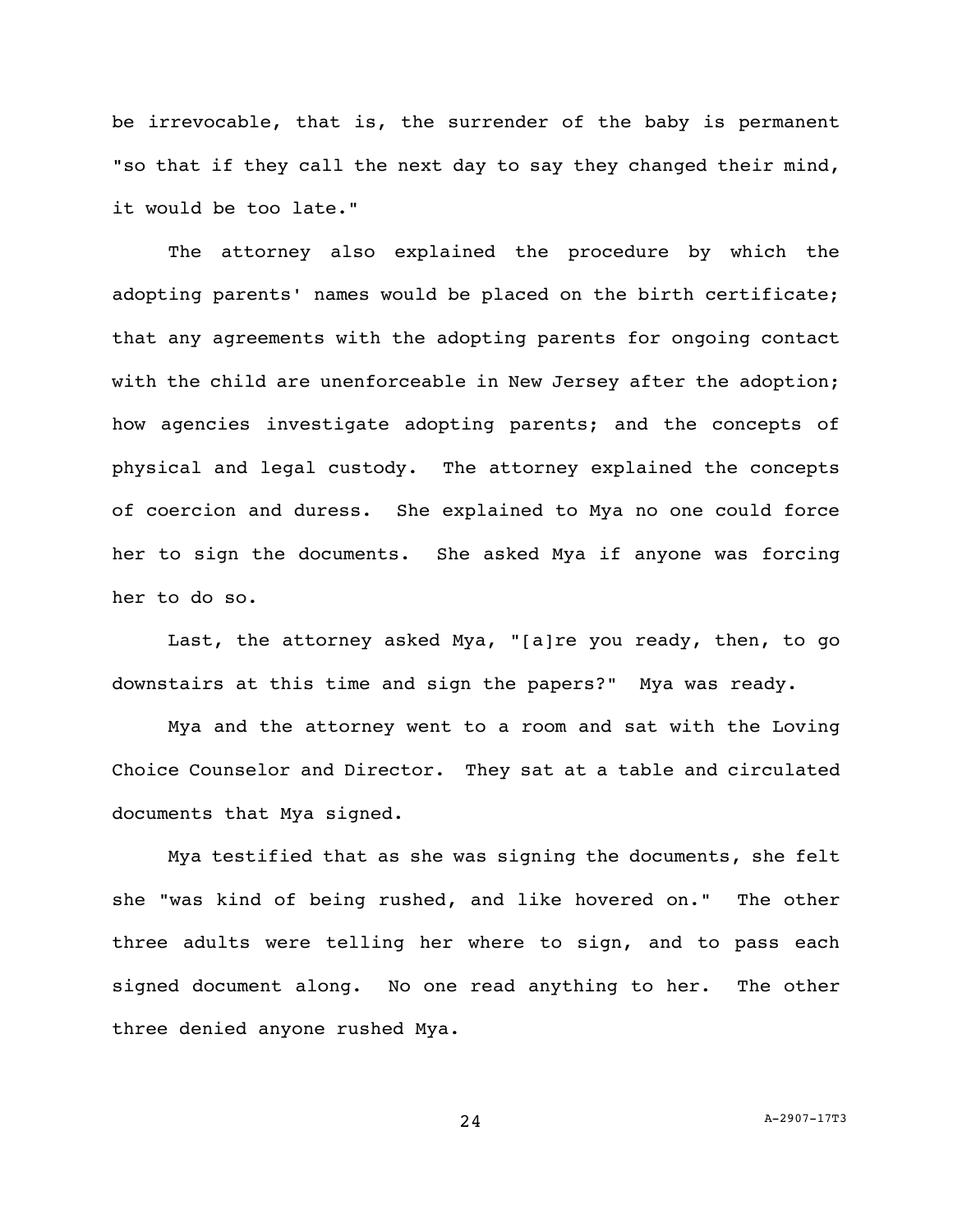be irrevocable, that is, the surrender of the baby is permanent "so that if they call the next day to say they changed their mind, it would be too late."

The attorney also explained the procedure by which the adopting parents' names would be placed on the birth certificate; that any agreements with the adopting parents for ongoing contact with the child are unenforceable in New Jersey after the adoption; how agencies investigate adopting parents; and the concepts of physical and legal custody. The attorney explained the concepts of coercion and duress. She explained to Mya no one could force her to sign the documents. She asked Mya if anyone was forcing her to do so.

Last, the attorney asked Mya, "[a]re you ready, then, to go downstairs at this time and sign the papers?" Mya was ready.

Mya and the attorney went to a room and sat with the Loving Choice Counselor and Director. They sat at a table and circulated documents that Mya signed.

Mya testified that as she was signing the documents, she felt she "was kind of being rushed, and like hovered on." The other three adults were telling her where to sign, and to pass each signed document along. No one read anything to her. The other three denied anyone rushed Mya.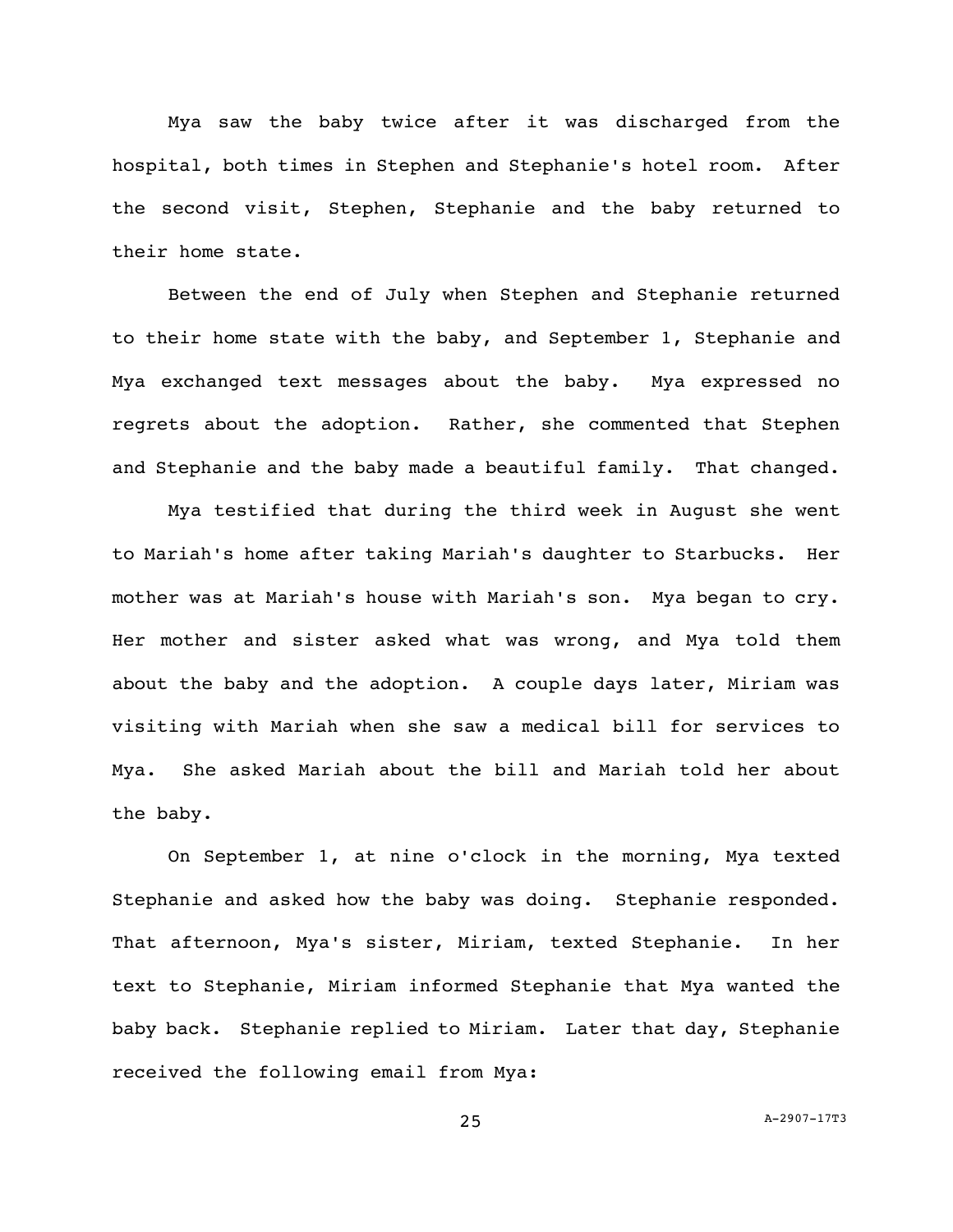Mya saw the baby twice after it was discharged from the hospital, both times in Stephen and Stephanie's hotel room. After the second visit, Stephen, Stephanie and the baby returned to their home state.

Between the end of July when Stephen and Stephanie returned to their home state with the baby, and September 1, Stephanie and Mya exchanged text messages about the baby. Mya expressed no regrets about the adoption. Rather, she commented that Stephen and Stephanie and the baby made a beautiful family. That changed.

Mya testified that during the third week in August she went to Mariah's home after taking Mariah's daughter to Starbucks. Her mother was at Mariah's house with Mariah's son. Mya began to cry. Her mother and sister asked what was wrong, and Mya told them about the baby and the adoption. A couple days later, Miriam was visiting with Mariah when she saw a medical bill for services to Mya. She asked Mariah about the bill and Mariah told her about the baby.

On September 1, at nine o'clock in the morning, Mya texted Stephanie and asked how the baby was doing. Stephanie responded. That afternoon, Mya's sister, Miriam, texted Stephanie. In her text to Stephanie, Miriam informed Stephanie that Mya wanted the baby back. Stephanie replied to Miriam. Later that day, Stephanie received the following email from Mya: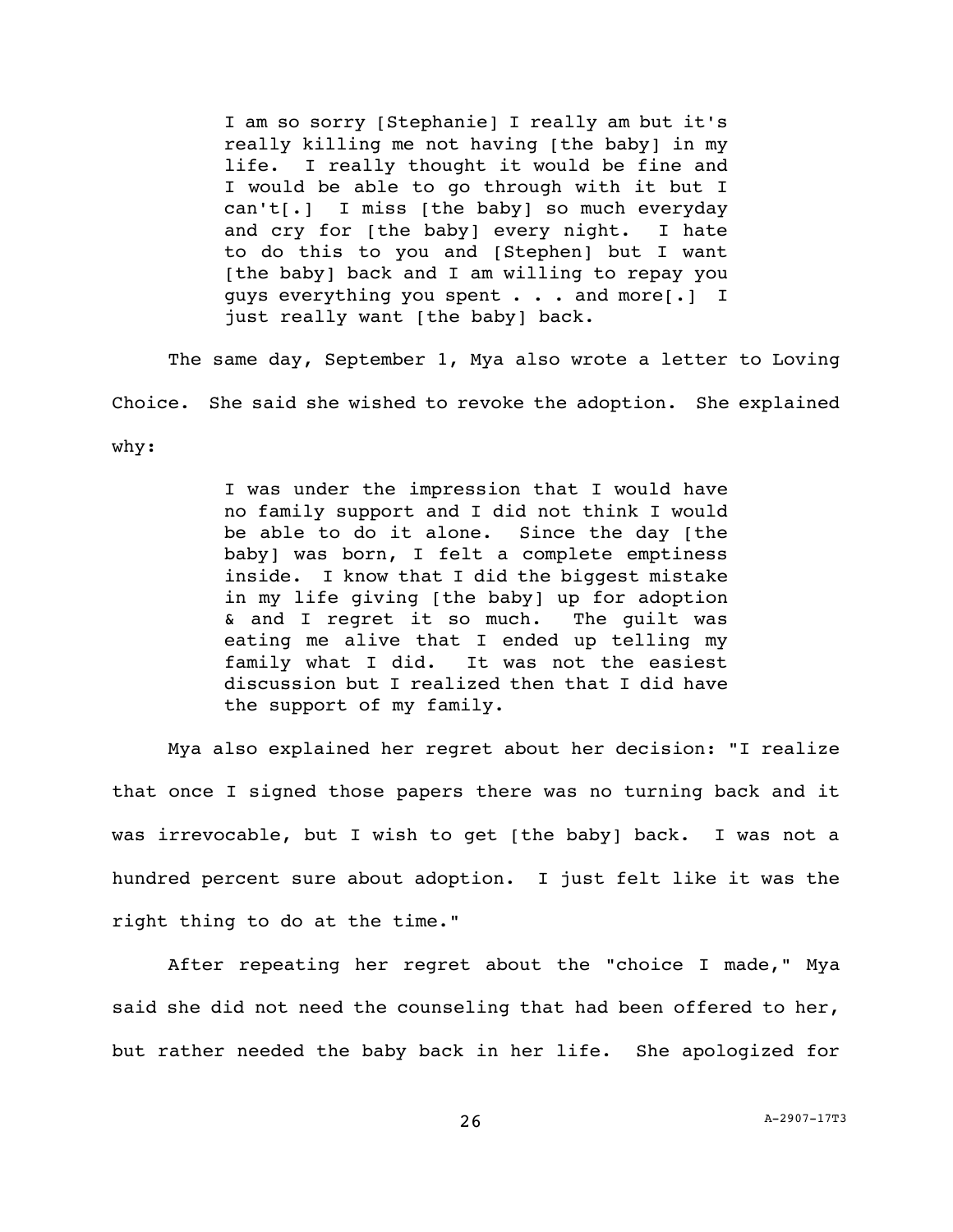> I am so sorry [Stephanie] I really am but it's really killing me not having [the baby] in my life. I really thought it would be fine and I would be able to go through with it but I can't[.] I miss [the baby] so much everyday and cry for [the baby] every night. I hate to do this to you and [Stephen] but I want [the baby] back and I am willing to repay you guys everything you spent . . . and more[.] I just really want [the baby] back.

The same day, September 1, Mya also wrote a letter to Loving Choice. She said she wished to revoke the adoption. She explained why:

> I was under the impression that I would have no family support and I did not think I would be able to do it alone. Since the day [the baby] was born, I felt a complete emptiness inside. I know that I did the biggest mistake in my life giving [the baby] up for adoption & and I regret it so much. The guilt was eating me alive that I ended up telling my family what I did. It was not the easiest discussion but I realized then that I did have the support of my family.

Mya also explained her regret about her decision: "I realize that once I signed those papers there was no turning back and it was irrevocable, but I wish to get [the baby] back. I was not a hundred percent sure about adoption. I just felt like it was the right thing to do at the time."

After repeating her regret about the "choice I made," Mya said she did not need the counseling that had been offered to her, but rather needed the baby back in her life. She apologized for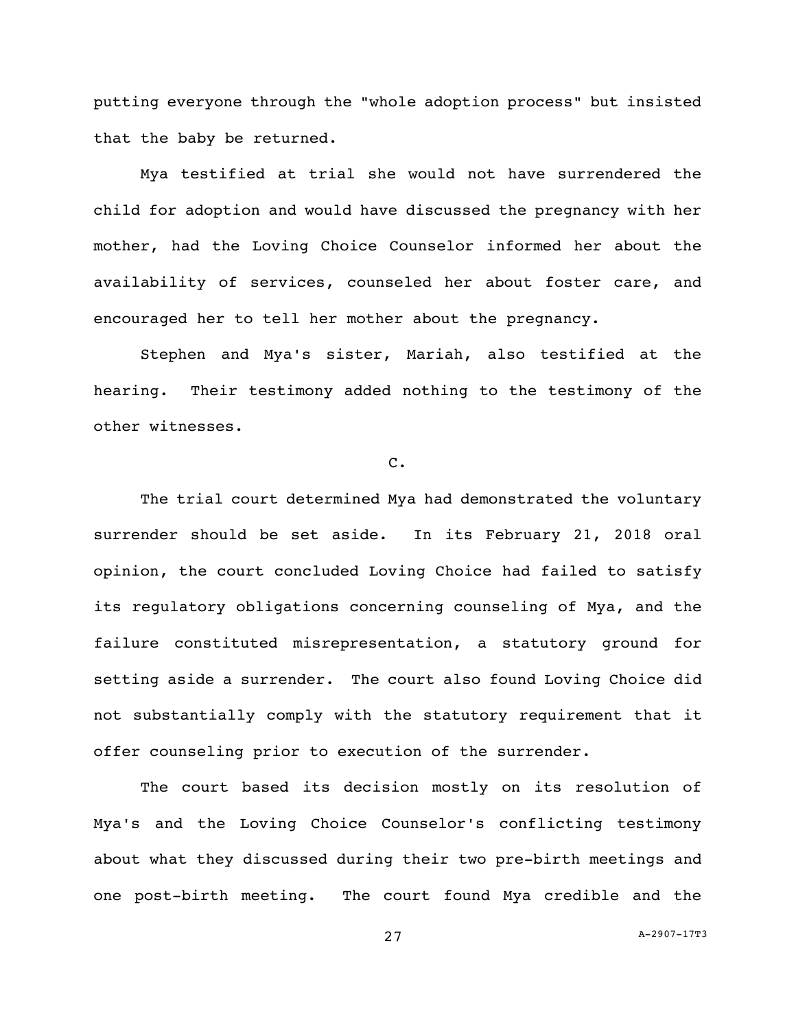putting everyone through the "whole adoption process" but insisted that the baby be returned.

Mya testified at trial she would not have surrendered the child for adoption and would have discussed the pregnancy with her mother, had the Loving Choice Counselor informed her about the availability of services, counseled her about foster care, and encouraged her to tell her mother about the pregnancy.

Stephen and Mya's sister, Mariah, also testified at the hearing. Their testimony added nothing to the testimony of the other witnesses.

C.

The trial court determined Mya had demonstrated the voluntary surrender should be set aside. In its February 21, 2018 oral opinion, the court concluded Loving Choice had failed to satisfy its regulatory obligations concerning counseling of Mya, and the failure constituted misrepresentation, a statutory ground for setting aside a surrender. The court also found Loving Choice did not substantially comply with the statutory requirement that it offer counseling prior to execution of the surrender.

The court based its decision mostly on its resolution of Mya's and the Loving Choice Counselor's conflicting testimony about what they discussed during their two pre-birth meetings and one post-birth meeting. The court found Mya credible and the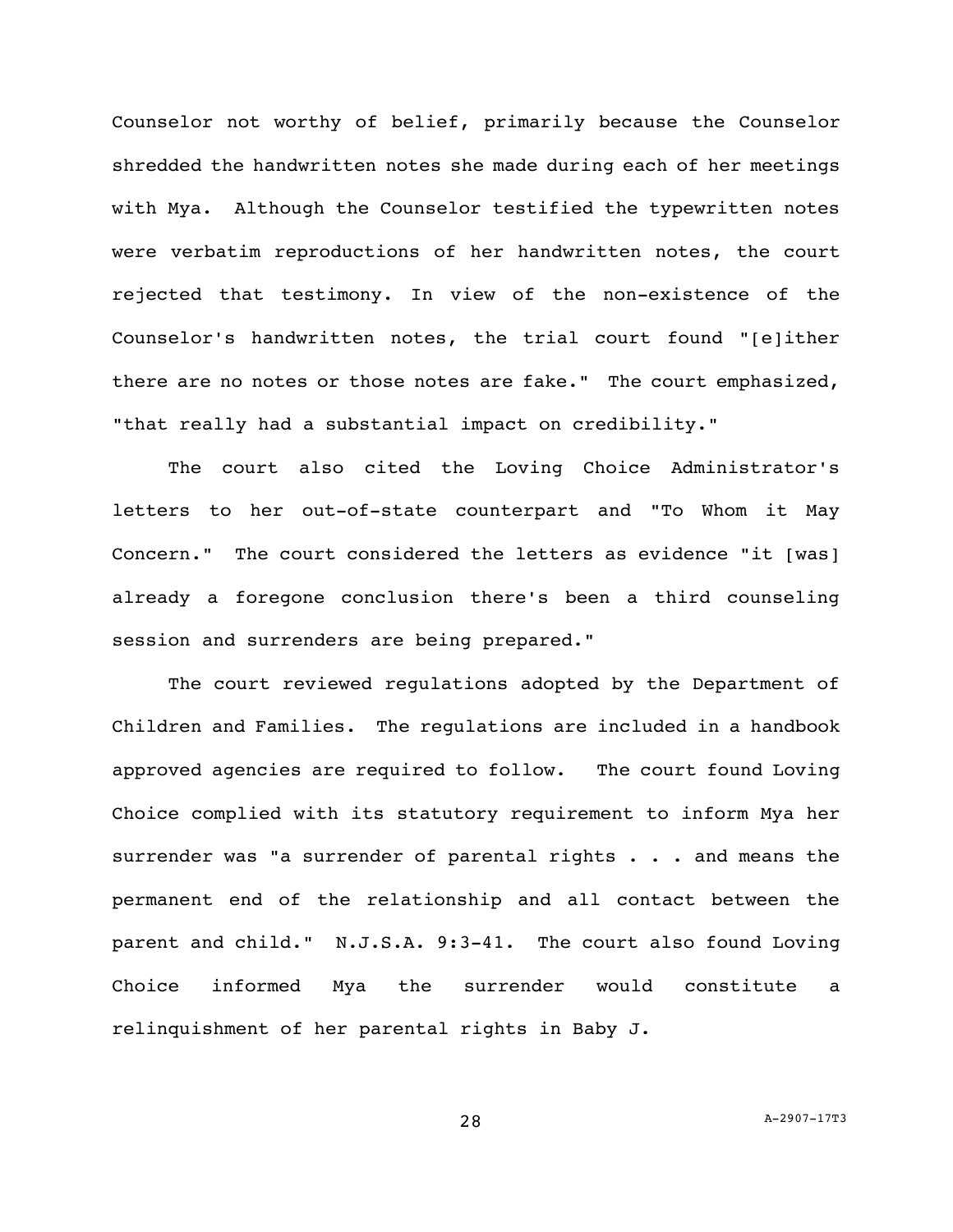Counselor not worthy of belief, primarily because the Counselor shredded the handwritten notes she made during each of her meetings with Mya. Although the Counselor testified the typewritten notes were verbatim reproductions of her handwritten notes, the court rejected that testimony. In view of the non-existence of the Counselor's handwritten notes, the trial court found "[e]ither there are no notes or those notes are fake." The court emphasized, "that really had a substantial impact on credibility."

The court also cited the Loving Choice Administrator's letters to her out-of-state counterpart and "To Whom it May Concern." The court considered the letters as evidence "it [was] already a foregone conclusion there's been a third counseling session and surrenders are being prepared."

The court reviewed regulations adopted by the Department of Children and Families. The regulations are included in a handbook approved agencies are required to follow. The court found Loving Choice complied with its statutory requirement to inform Mya her surrender was "a surrender of parental rights . . . and means the permanent end of the relationship and all contact between the parent and child." N.J.S.A. 9:3-41. The court also found Loving Choice informed Mya the surrender would constitute a relinquishment of her parental rights in Baby J.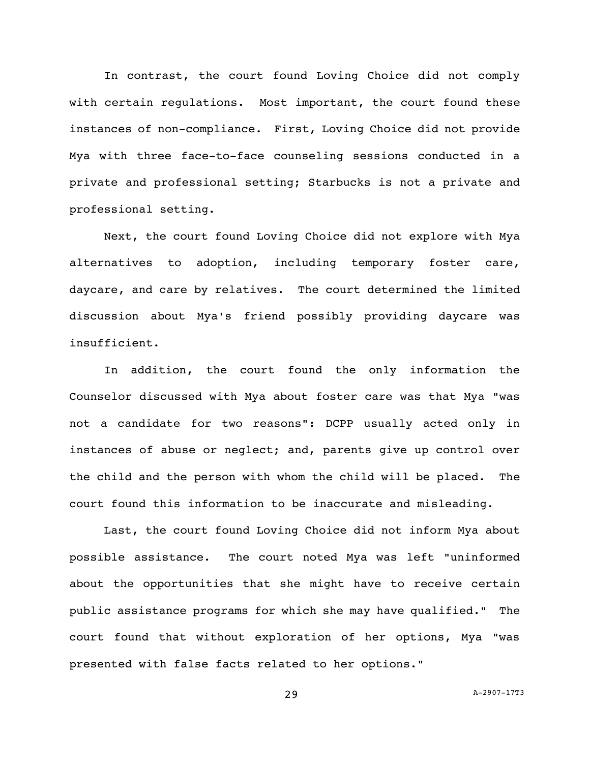In contrast, the court found Loving Choice did not comply with certain regulations. Most important, the court found these instances of non-compliance. First, Loving Choice did not provide Mya with three face-to-face counseling sessions conducted in a private and professional setting; Starbucks is not a private and professional setting.

Next, the court found Loving Choice did not explore with Mya alternatives to adoption, including temporary foster care, daycare, and care by relatives. The court determined the limited discussion about Mya's friend possibly providing daycare was insufficient.

In addition, the court found the only information the Counselor discussed with Mya about foster care was that Mya "was not a candidate for two reasons": DCPP usually acted only in instances of abuse or neglect; and, parents give up control over the child and the person with whom the child will be placed. The court found this information to be inaccurate and misleading.

Last, the court found Loving Choice did not inform Mya about possible assistance. The court noted Mya was left "uninformed about the opportunities that she might have to receive certain public assistance programs for which she may have qualified." The court found that without exploration of her options, Mya "was presented with false facts related to her options."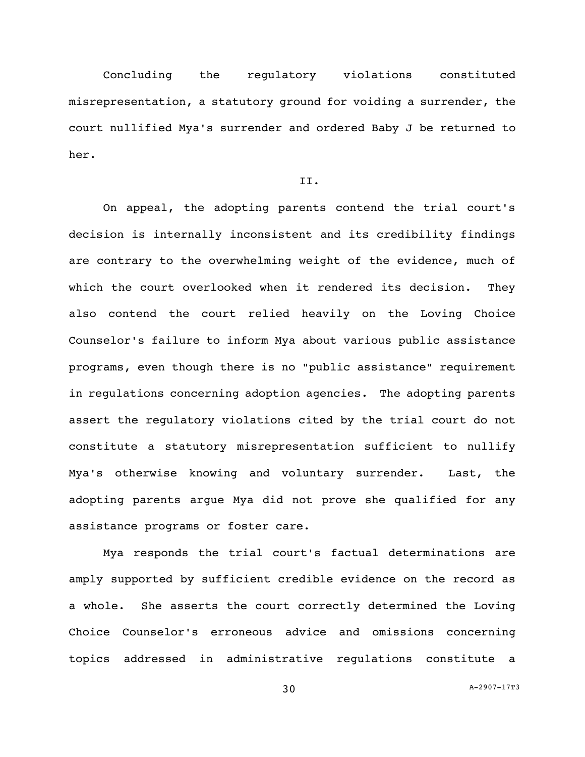Concluding the regulatory violations constituted misrepresentation, a statutory ground for voiding a surrender, the court nullified Mya's surrender and ordered Baby J be returned to her.

## II.

On appeal, the adopting parents contend the trial court's decision is internally inconsistent and its credibility findings are contrary to the overwhelming weight of the evidence, much of which the court overlooked when it rendered its decision. They also contend the court relied heavily on the Loving Choice Counselor's failure to inform Mya about various public assistance programs, even though there is no "public assistance" requirement in regulations concerning adoption agencies. The adopting parents assert the regulatory violations cited by the trial court do not constitute a statutory misrepresentation sufficient to nullify Mya's otherwise knowing and voluntary surrender. Last, the adopting parents argue Mya did not prove she qualified for any assistance programs or foster care.

Mya responds the trial court's factual determinations are amply supported by sufficient credible evidence on the record as a whole. She asserts the court correctly determined the Loving Choice Counselor's erroneous advice and omissions concerning topics addressed in administrative regulations constitute a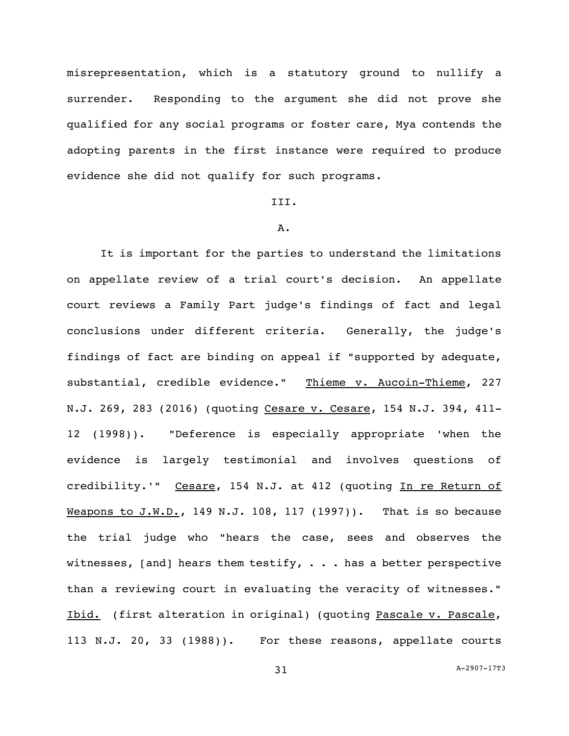misrepresentation, which is a statutory ground to nullify a surrender. Responding to the argument she did not prove she qualified for any social programs or foster care, Mya contends the adopting parents in the first instance were required to produce evidence she did not qualify for such programs.

## III.

### A.

It is important for the parties to understand the limitations on appellate review of a trial court's decision. An appellate court reviews a Family Part judge's findings of fact and legal conclusions under different criteria. Generally, the judge's findings of fact are binding on appeal if "supported by adequate, substantial, credible evidence." Thieme v. Aucoin-Thieme, 227 N.J. 269, 283 (2016) (quoting Cesare v. Cesare, 154 N.J. 394, 411-12 (1998)). "Deference is especially appropriate 'when the evidence is largely testimonial and involves questions of credibility.'" Cesare, 154 N.J. at 412 (quoting In re Return of Weapons to J.W.D., 149 N.J. 108, 117 (1997)). That is so because the trial judge who "hears the case, sees and observes the witnesses, [and] hears them testify, . . . has a better perspective than a reviewing court in evaluating the veracity of witnesses." Ibid. (first alteration in original) (quoting Pascale v. Pascale, 113 N.J. 20, 33 (1988)). For these reasons, appellate courts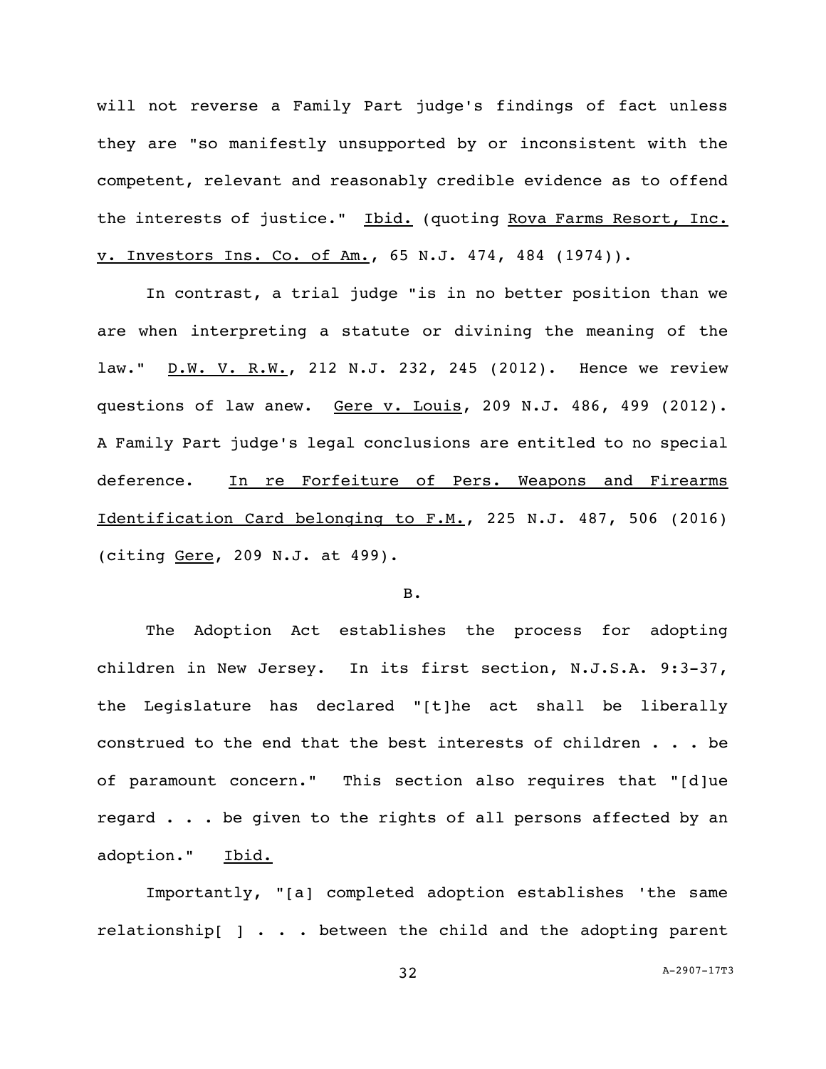will not reverse a Family Part judge's findings of fact unless they are "so manifestly unsupported by or inconsistent with the competent, relevant and reasonably credible evidence as to offend the interests of justice." Ibid. (quoting Rova Farms Resort, Inc. v. Investors Ins. Co. of Am., 65 N.J. 474, 484 (1974)).

In contrast, a trial judge "is in no better position than we are when interpreting a statute or divining the meaning of the law." D.W. V. R.W., 212 N.J. 232, 245 (2012). Hence we review questions of law anew. Gere v. Louis, 209 N.J. 486, 499 (2012). A Family Part judge's legal conclusions are entitled to no special deference. In re Forfeiture of Pers. Weapons and Firearms Identification Card belonging to F.M., 225 N.J. 487, 506 (2016) (citing Gere, 209 N.J. at 499).

B.

The Adoption Act establishes the process for adopting children in New Jersey. In its first section, N.J.S.A. 9:3-37, the Legislature has declared "[t]he act shall be liberally construed to the end that the best interests of children . . . be of paramount concern." This section also requires that "[d]ue regard . . . be given to the rights of all persons affected by an adoption." Ibid.

Importantly, "[a] completed adoption establishes 'the same relationship[ ] . . . between the child and the adopting parent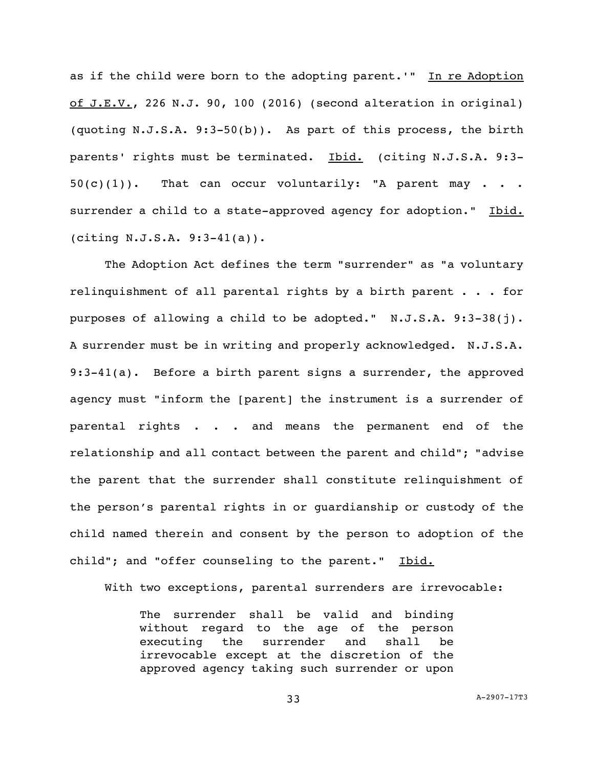as if the child were born to the adopting parent.'" In re Adoption of J.E.V., 226 N.J. 90, 100 (2016) (second alteration in original) (quoting N.J.S.A. 9:3-50(b)). As part of this process, the birth parents' rights must be terminated. Ibid. (citing N.J.S.A. 9:3-50(c)(1)). That can occur voluntarily: "A parent may . . . surrender a child to a state-approved agency for adoption." Ibid. (citing N.J.S.A. 9:3-41(a)).

The Adoption Act defines the term "surrender" as "a voluntary relinquishment of all parental rights by a birth parent . . . for purposes of allowing a child to be adopted." N.J.S.A. 9:3-38(j). A surrender must be in writing and properly acknowledged. N.J.S.A. 9:3-41(a). Before a birth parent signs a surrender, the approved agency must "inform the [parent] the instrument is a surrender of parental rights . . . and means the permanent end of the relationship and all contact between the parent and child"; "advise the parent that the surrender shall constitute relinquishment of the person's parental rights in or guardianship or custody of the child named therein and consent by the person to adoption of the child"; and "offer counseling to the parent." Ibid.

With two exceptions, parental surrenders are irrevocable:

> The surrender shall be valid and binding without regard to the age of the person executing the surrender and shall be irrevocable except at the discretion of the approved agency taking such surrender or upon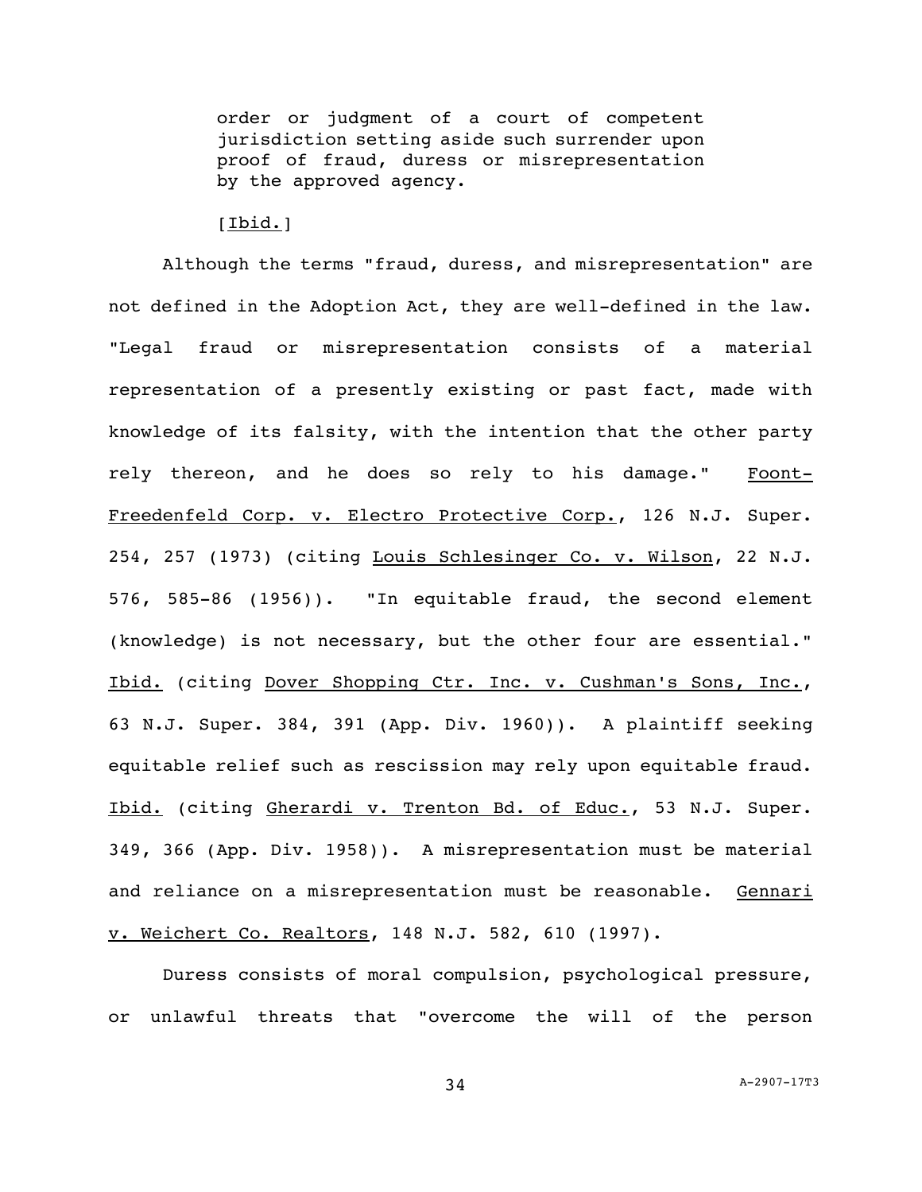> order or judgment of a court of competent jurisdiction setting aside such surrender upon proof of fraud, duress or misrepresentation by the approved agency.
>
> [*Ibid.*]

Although the terms "fraud, duress, and misrepresentation" are not defined in the Adoption Act, they are well-defined in the law. "Legal fraud or misrepresentation consists of a material representation of a presently existing or past fact, made with knowledge of its falsity, with the intention that the other party rely thereon, and he does so rely to his damage." Foont-Freedenfeld Corp. v. Electro Protective Corp., 126 N.J. Super. 254, 257 (1973) (citing Louis Schlesinger Co. v. Wilson, 22 N.J. 576, 585-86 (1956)). "In equitable fraud, the second element (knowledge) is not necessary, but the other four are essential." Ibid. (citing Dover Shopping Ctr. Inc. v. Cushman's Sons, Inc., 63 N.J. Super. 384, 391 (App. Div. 1960)). A plaintiff seeking equitable relief such as rescission may rely upon equitable fraud. Ibid. (citing Gherardi v. Trenton Bd. of Educ., 53 N.J. Super. 349, 366 (App. Div. 1958)). A misrepresentation must be material and reliance on a misrepresentation must be reasonable. Gennari v. Weichert Co. Realtors, 148 N.J. 582, 610 (1997).

Duress consists of moral compulsion, psychological pressure, or unlawful threats that "overcome the will of the person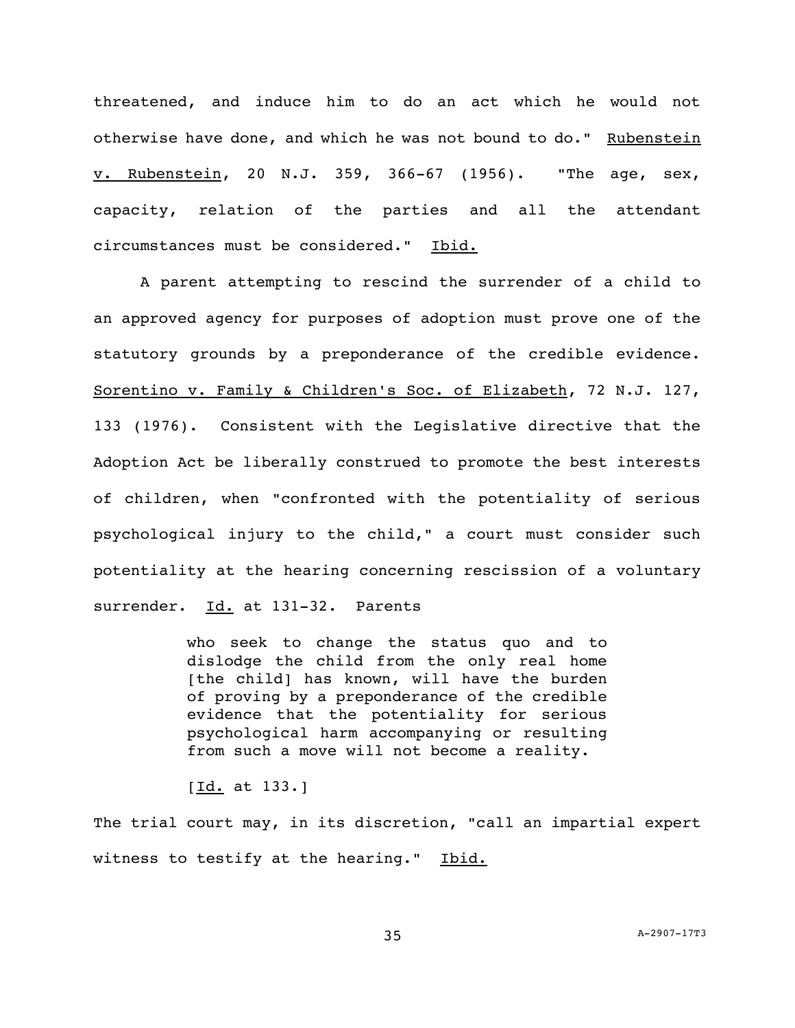threatened, and induce him to do an act which he would not otherwise have done, and which he was not bound to do." Rubenstein v. Rubenstein, 20 N.J. 359, 366-67 (1956). "The age, sex, capacity, relation of the parties and all the attendant circumstances must be considered." Ibid.

A parent attempting to rescind the surrender of a child to an approved agency for purposes of adoption must prove one of the statutory grounds by a preponderance of the credible evidence. Sorentino v. Family & Children's Soc. of Elizabeth, 72 N.J. 127, 133 (1976). Consistent with the Legislative directive that the Adoption Act be liberally construed to promote the best interests of children, when "confronted with the potentiality of serious psychological injury to the child," a court must consider such potentiality at the hearing concerning rescission of a voluntary surrender. Id. at 131-32. Parents

> who seek to change the status quo and to dislodge the child from the only real home [the child] has known, will have the burden of proving by a preponderance of the credible evidence that the potentiality for serious psychological harm accompanying or resulting from such a move will not become a reality.
>
> [Id. at 133.]

The trial court may, in its discretion, "call an impartial expert witness to testify at the hearing." Ibid.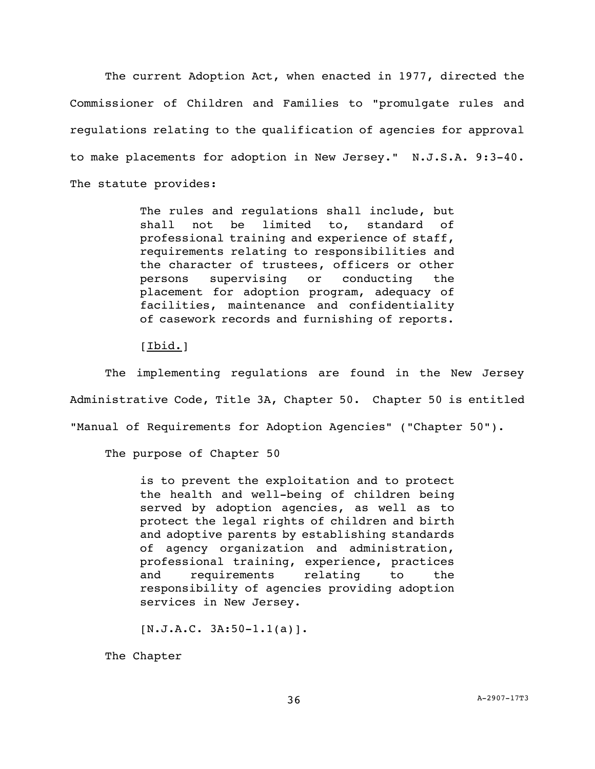The current Adoption Act, when enacted in 1977, directed the Commissioner of Children and Families to "promulgate rules and regulations relating to the qualification of agencies for approval to make placements for adoption in New Jersey." N.J.S.A. 9:3-40. The statute provides:

> The rules and regulations shall include, but shall not be limited to, standard of professional training and experience of staff, requirements relating to responsibilities and the character of trustees, officers or other persons supervising or conducting the placement for adoption program, adequacy of facilities, maintenance and confidentiality of casework records and furnishing of reports.
>
> [<u>Ibid.</u>]

The implementing regulations are found in the New Jersey Administrative Code, Title 3A, Chapter 50. Chapter 50 is entitled "Manual of Requirements for Adoption Agencies" ("Chapter 50").

The purpose of Chapter 50

> is to prevent the exploitation and to protect the health and well-being of children being served by adoption agencies, as well as to protect the legal rights of children and birth and adoptive parents by establishing standards of agency organization and administration, professional training, experience, practices and requirements relating to the responsibility of agencies providing adoption services in New Jersey.
>
> [N.J.A.C. 3A:50-1.1(a)].

The Chapter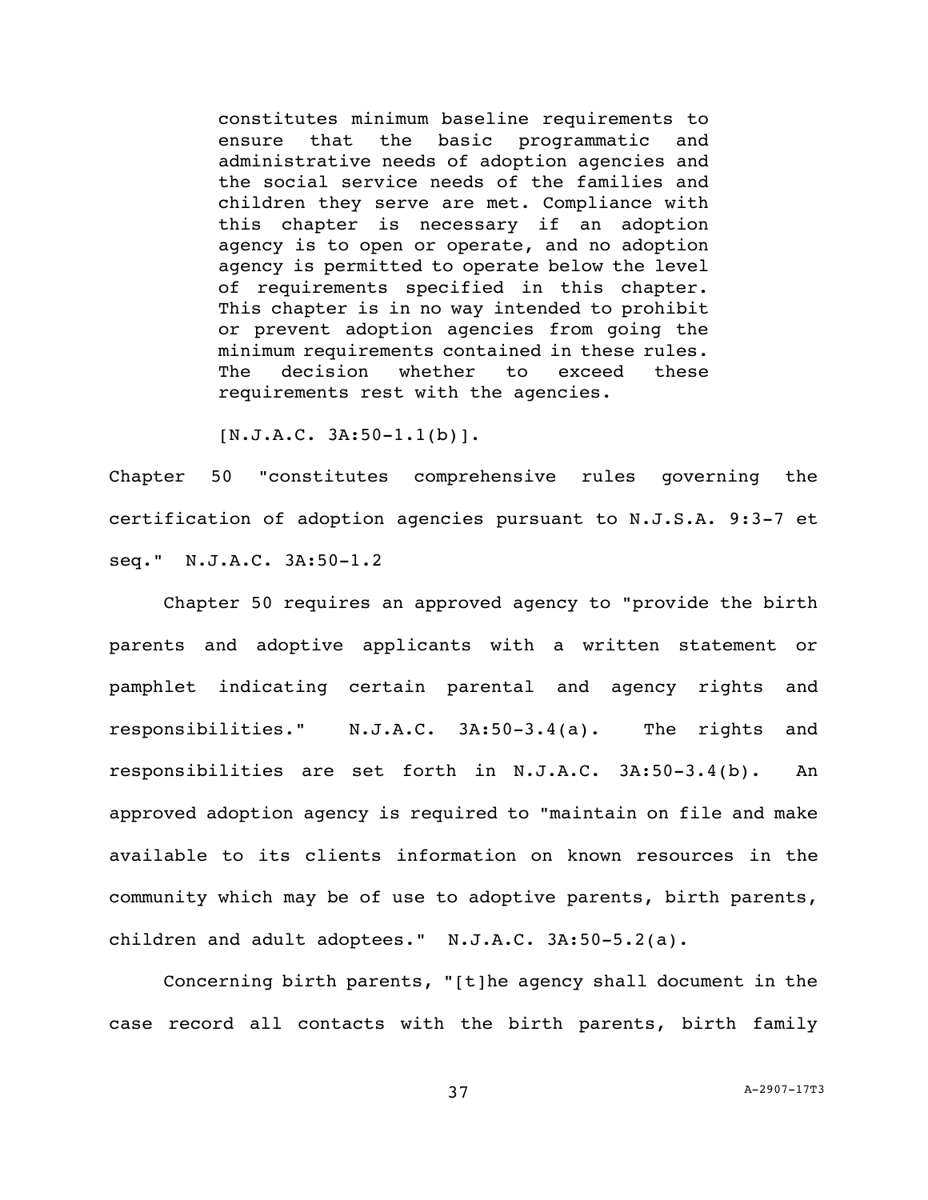> constitutes minimum baseline requirements to ensure that the basic programmatic and administrative needs of adoption agencies and the social service needs of the families and children they serve are met. Compliance with this chapter is necessary if an adoption agency is to open or operate, and no adoption agency is permitted to operate below the level of requirements specified in this chapter. This chapter is in no way intended to prohibit or prevent adoption agencies from going the minimum requirements contained in these rules. The decision whether to exceed these requirements rest with the agencies.
>
> [N.J.A.C. 3A:50-1.1(b)].

Chapter 50 "constitutes comprehensive rules governing the certification of adoption agencies pursuant to N.J.S.A. 9:3-7 et seq." N.J.A.C. 3A:50-1.2

Chapter 50 requires an approved agency to "provide the birth parents and adoptive applicants with a written statement or pamphlet indicating certain parental and agency rights and responsibilities." N.J.A.C. 3A:50-3.4(a). The rights and responsibilities are set forth in N.J.A.C. 3A:50-3.4(b). An approved adoption agency is required to "maintain on file and make available to its clients information on known resources in the community which may be of use to adoptive parents, birth parents, children and adult adoptees." N.J.A.C. 3A:50-5.2(a).

Concerning birth parents, "[t]he agency shall document in the case record all contacts with the birth parents, birth family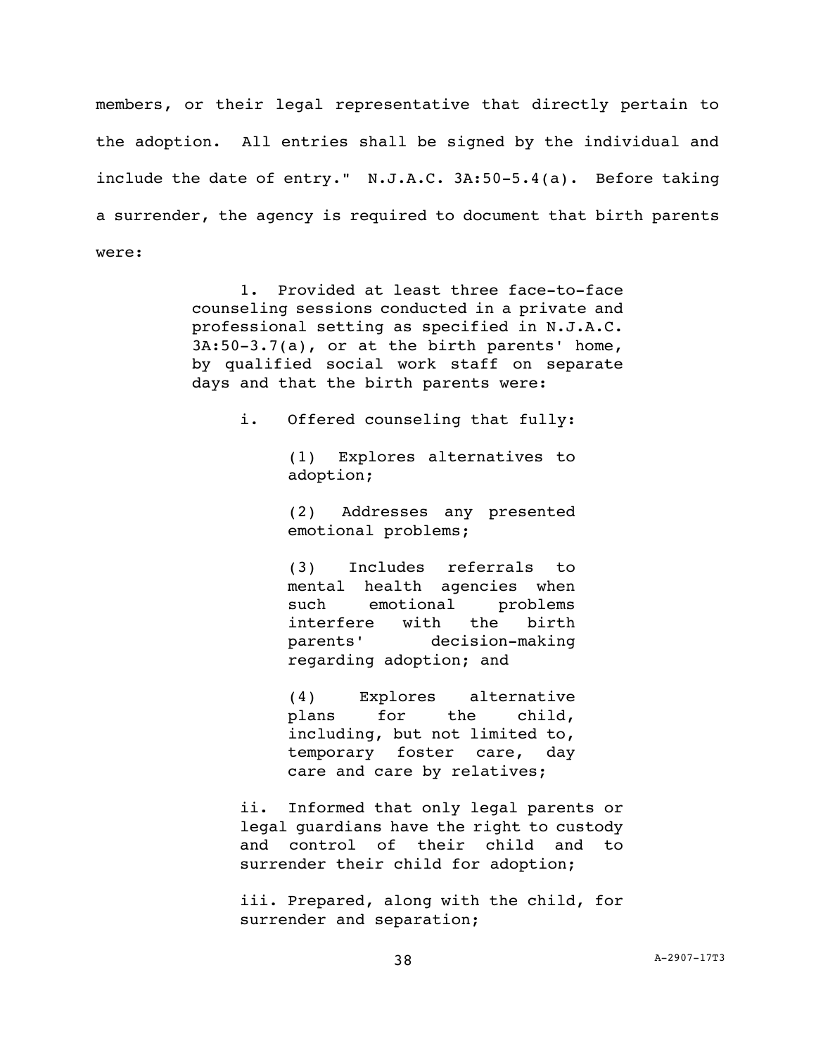members, or their legal representative that directly pertain to the adoption. All entries shall be signed by the individual and include the date of entry." N.J.A.C. 3A:50-5.4(a). Before taking a surrender, the agency is required to document that birth parents were:

> 1. Provided at least three face-to-face counseling sessions conducted in a private and professional setting as specified in N.J.A.C. 3A:50-3.7(a), or at the birth parents' home, by qualified social work staff on separate days and that the birth parents were:
>
> i. Offered counseling that fully:
>
> (1) Explores alternatives to adoption;
>
> (2) Addresses any presented emotional problems;
>
> (3) Includes referrals to mental health agencies when such emotional problems interfere with the birth parents' decision-making regarding adoption; and
>
> (4) Explores alternative plans for the child, including, but not limited to, temporary foster care, day care and care by relatives;
>
> ii. Informed that only legal parents or legal guardians have the right to custody and control of their child and to surrender their child for adoption;
>
> iii. Prepared, along with the child, for surrender and separation;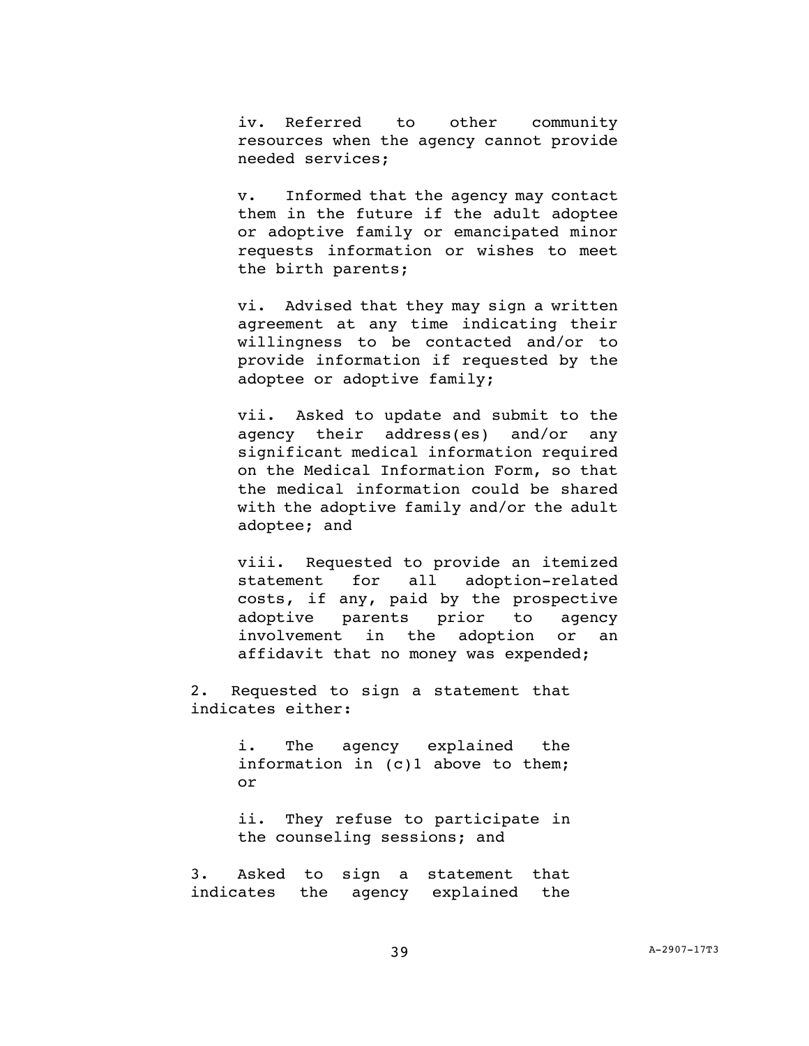iv. Referred to other community resources when the agency cannot provide needed services;

v. Informed that the agency may contact them in the future if the adult adoptee or adoptive family or emancipated minor requests information or wishes to meet the birth parents;

vi. Advised that they may sign a written agreement at any time indicating their willingness to be contacted and/or to provide information if requested by the adoptee or adoptive family;

vii. Asked to update and submit to the agency their address(es) and/or any significant medical information required on the Medical Information Form, so that the medical information could be shared with the adoptive family and/or the adult adoptee; and

viii. Requested to provide an itemized statement for all adoption-related costs, if any, paid by the prospective adoptive parents prior to agency involvement in the adoption or an affidavit that no money was expended;

2. Requested to sign a statement that indicates either:

i. The agency explained the information in (c)1 above to them; or

ii. They refuse to participate in the counseling sessions; and

3. Asked to sign a statement that indicates the agency explained the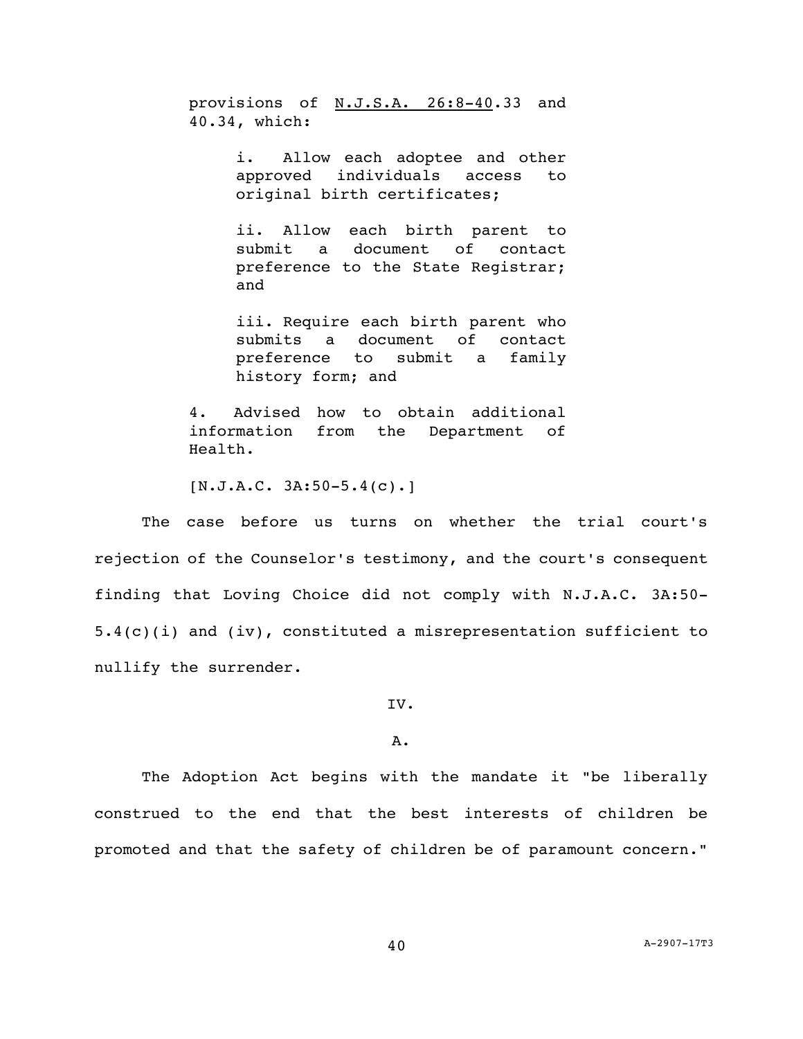> provisions of N.J.S.A. 26:8-40.33 and 40.34, which:
>
> > i. Allow each adoptee and other approved individuals access to original birth certificates;
> >
> > ii. Allow each birth parent to submit a document of contact preference to the State Registrar; and
> >
> > iii. Require each birth parent who submits a document of contact preference to submit a family history form; and
>
> 4. Advised how to obtain additional information from the Department of Health.
>
> [N.J.A.C. 3A:50-5.4(c).]

The case before us turns on whether the trial court's rejection of the Counselor's testimony, and the court's consequent finding that Loving Choice did not comply with N.J.A.C. 3A:50-5.4(c)(i) and (iv), constituted a misrepresentation sufficient to nullify the surrender.

## IV.

### A.

The Adoption Act begins with the mandate it "be liberally construed to the end that the best interests of children be promoted and that the safety of children be of paramount concern."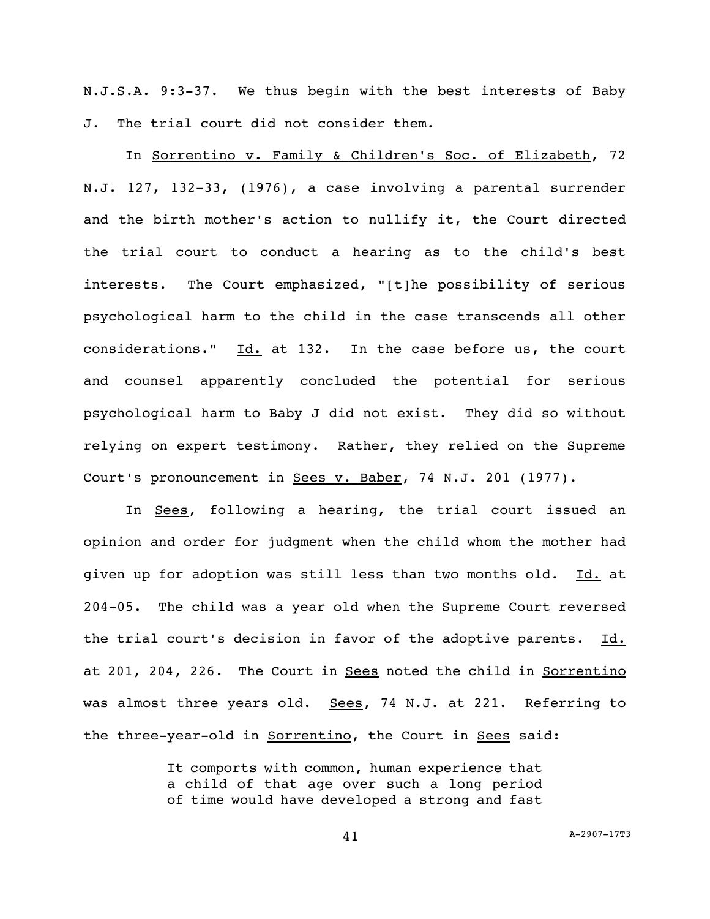N.J.S.A. 9:3-37. We thus begin with the best interests of Baby J. The trial court did not consider them.

In Sorrentino v. Family & Children's Soc. of Elizabeth, 72 N.J. 127, 132-33, (1976), a case involving a parental surrender and the birth mother's action to nullify it, the Court directed the trial court to conduct a hearing as to the child's best interests. The Court emphasized, "[t]he possibility of serious psychological harm to the child in the case transcends all other considerations." Id. at 132. In the case before us, the court and counsel apparently concluded the potential for serious psychological harm to Baby J did not exist. They did so without relying on expert testimony. Rather, they relied on the Supreme Court's pronouncement in Sees v. Baber, 74 N.J. 201 (1977).

In Sees, following a hearing, the trial court issued an opinion and order for judgment when the child whom the mother had given up for adoption was still less than two months old. Id. at 204-05. The child was a year old when the Supreme Court reversed the trial court's decision in favor of the adoptive parents. Id. at 201, 204, 226. The Court in Sees noted the child in Sorrentino was almost three years old. Sees, 74 N.J. at 221. Referring to the three-year-old in Sorrentino, the Court in Sees said:

> It comports with common, human experience that a child of that age over such a long period of time would have developed a strong and fast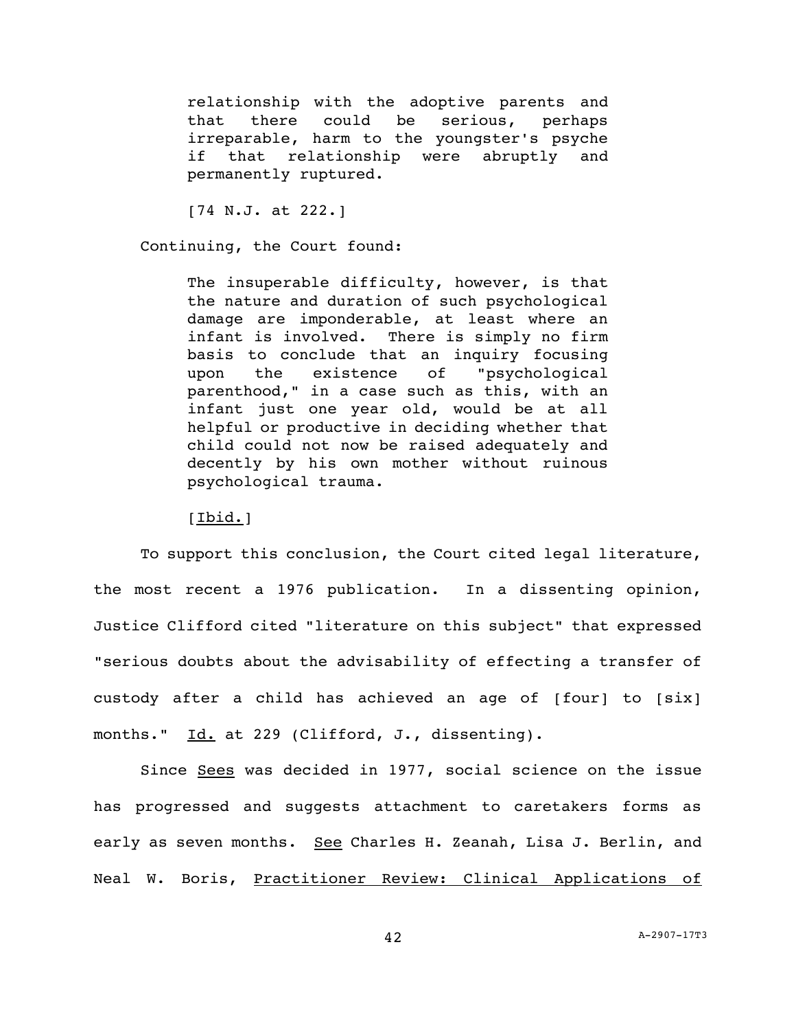> relationship with the adoptive parents and that there could be serious, perhaps irreparable, harm to the youngster's psyche if that relationship were abruptly and permanently ruptured.
>
> [74 N.J. at 222.]

Continuing, the Court found:

> The insuperable difficulty, however, is that the nature and duration of such psychological damage are imponderable, at least where an infant is involved. There is simply no firm basis to conclude that an inquiry focusing upon the existence of "psychological parenthood," in a case such as this, with an infant just one year old, would be at all helpful or productive in deciding whether that child could not now be raised adequately and decently by his own mother without ruinous psychological trauma.
>
> [Ibid.]

To support this conclusion, the Court cited legal literature, the most recent a 1976 publication. In a dissenting opinion, Justice Clifford cited "literature on this subject" that expressed "serious doubts about the advisability of effecting a transfer of custody after a child has achieved an age of [four] to [six] months." Id. at 229 (Clifford, J., dissenting).

Since Sees was decided in 1977, social science on the issue has progressed and suggests attachment to caretakers forms as early as seven months. See Charles H. Zeanah, Lisa J. Berlin, and Neal W. Boris, Practitioner Review: Clinical Applications of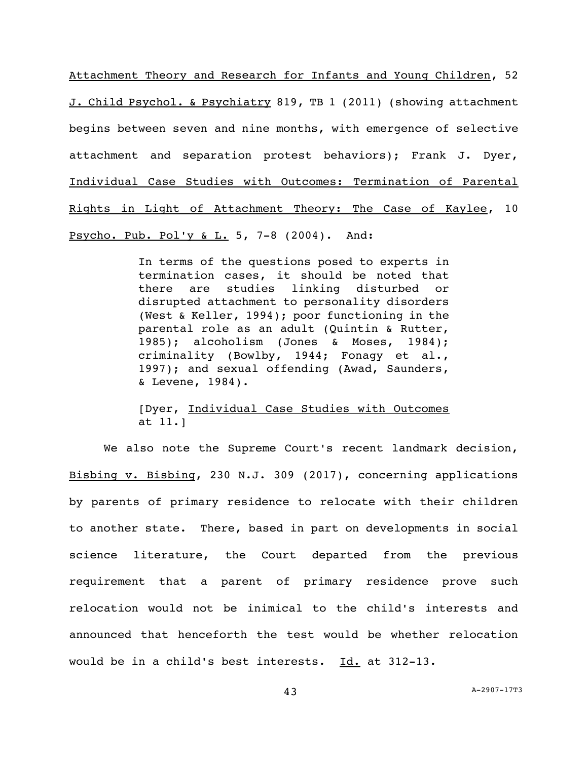Attachment Theory and Research for Infants and Young Children, 52 J. Child Psychol. & Psychiatry 819, TB 1 (2011) (showing attachment begins between seven and nine months, with emergence of selective attachment and separation protest behaviors); Frank J. Dyer, Individual Case Studies with Outcomes: Termination of Parental Rights in Light of Attachment Theory: The Case of Kaylee, 10 Psycho. Pub. Pol'y & L. 5, 7-8 (2004). And:

> In terms of the questions posed to experts in termination cases, it should be noted that there are studies linking disturbed or disrupted attachment to personality disorders (West & Keller, 1994); poor functioning in the parental role as an adult (Quintin & Rutter, 1985); alcoholism (Jones & Moses, 1984); criminality (Bowlby, 1944; Fonagy et al., 1997); and sexual offending (Awad, Saunders, & Levene, 1984).
>
> [Dyer, Individual Case Studies with Outcomes at 11.]

We also note the Supreme Court's recent landmark decision, Bisbing v. Bisbing, 230 N.J. 309 (2017), concerning applications by parents of primary residence to relocate with their children to another state. There, based in part on developments in social science literature, the Court departed from the previous requirement that a parent of primary residence prove such relocation would not be inimical to the child's interests and announced that henceforth the test would be whether relocation would be in a child's best interests. Id. at 312-13.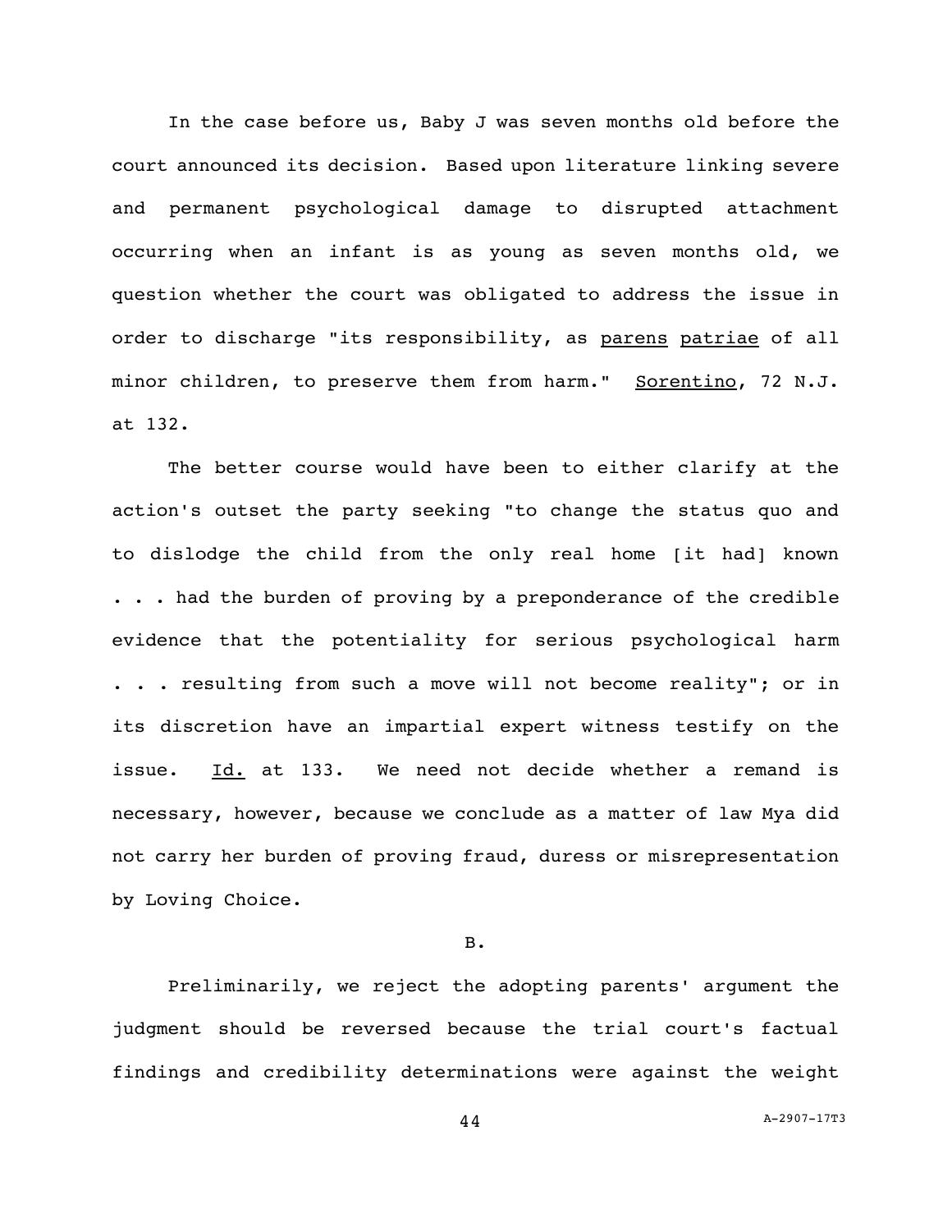In the case before us, Baby J was seven months old before the court announced its decision. Based upon literature linking severe and permanent psychological damage to disrupted attachment occurring when an infant is as young as seven months old, we question whether the court was obligated to address the issue in order to discharge "its responsibility, as _parens_ _patriae_ of all minor children, to preserve them from harm." _Sorentino_, 72 N.J. at 132.

The better course would have been to either clarify at the action's outset the party seeking "to change the status quo and to dislodge the child from the only real home [it had] known . . . had the burden of proving by a preponderance of the credible evidence that the potentiality for serious psychological harm . . . resulting from such a move will not become reality"; or in its discretion have an impartial expert witness testify on the issue. _Id._ at 133. We need not decide whether a remand is necessary, however, because we conclude as a matter of law Mya did not carry her burden of proving fraud, duress or misrepresentation by Loving Choice.

B.

Preliminarily, we reject the adopting parents' argument the judgment should be reversed because the trial court's factual findings and credibility determinations were against the weight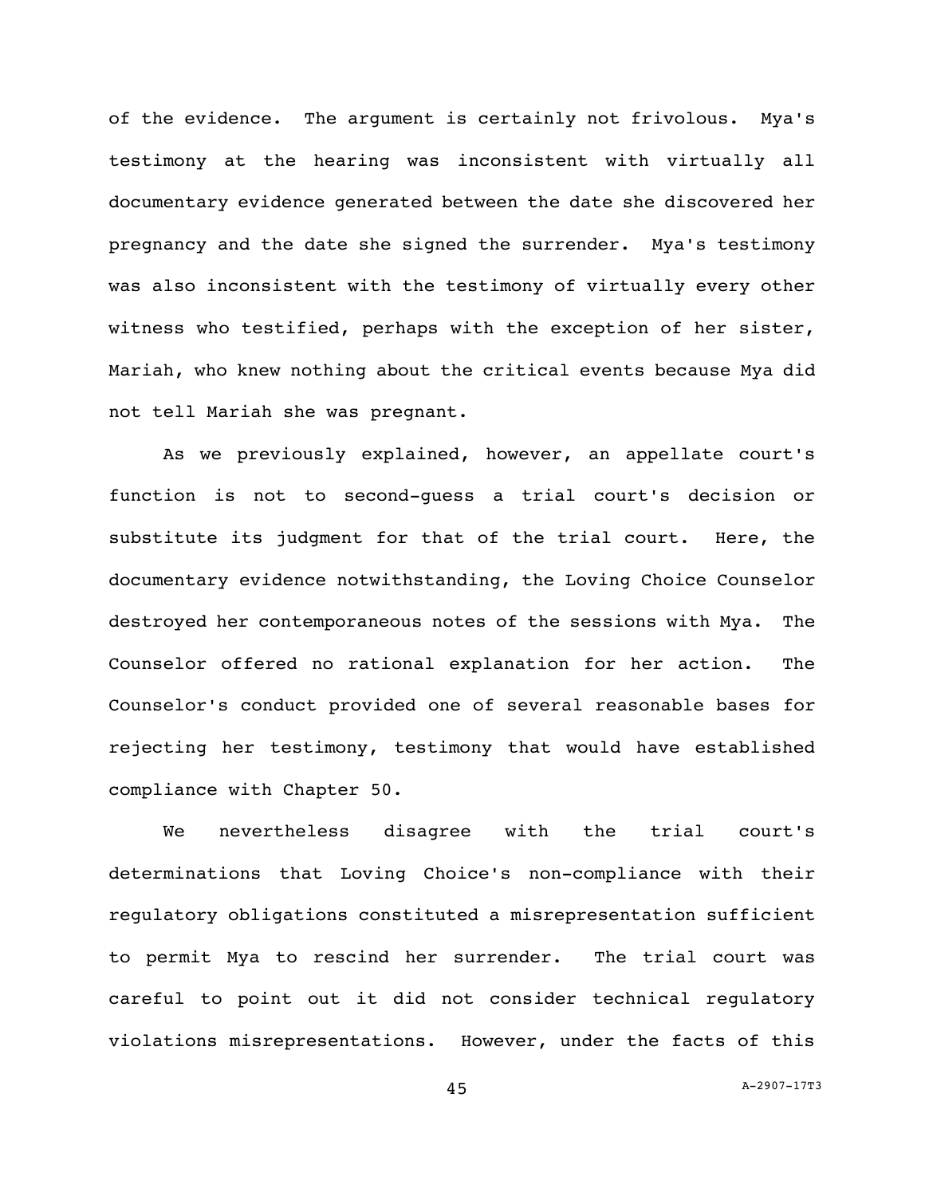of the evidence. The argument is certainly not frivolous. Mya's testimony at the hearing was inconsistent with virtually all documentary evidence generated between the date she discovered her pregnancy and the date she signed the surrender. Mya's testimony was also inconsistent with the testimony of virtually every other witness who testified, perhaps with the exception of her sister, Mariah, who knew nothing about the critical events because Mya did not tell Mariah she was pregnant.

As we previously explained, however, an appellate court's function is not to second-guess a trial court's decision or substitute its judgment for that of the trial court. Here, the documentary evidence notwithstanding, the Loving Choice Counselor destroyed her contemporaneous notes of the sessions with Mya. The Counselor offered no rational explanation for her action. The Counselor's conduct provided one of several reasonable bases for rejecting her testimony, testimony that would have established compliance with Chapter 50.

We nevertheless disagree with the trial court's determinations that Loving Choice's non-compliance with their regulatory obligations constituted a misrepresentation sufficient to permit Mya to rescind her surrender. The trial court was careful to point out it did not consider technical regulatory violations misrepresentations. However, under the facts of this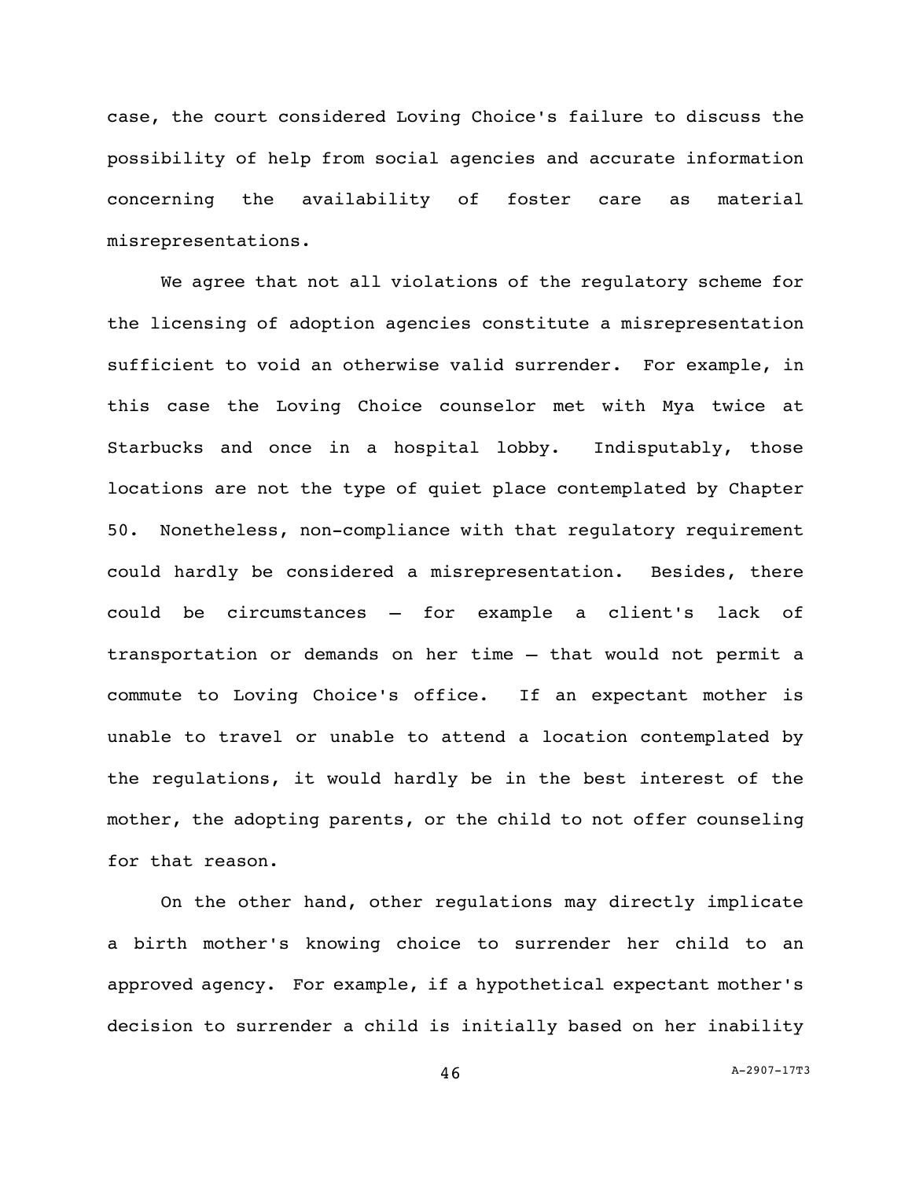case, the court considered Loving Choice's failure to discuss the possibility of help from social agencies and accurate information concerning the availability of foster care as material misrepresentations.

We agree that not all violations of the regulatory scheme for the licensing of adoption agencies constitute a misrepresentation sufficient to void an otherwise valid surrender. For example, in this case the Loving Choice counselor met with Mya twice at Starbucks and once in a hospital lobby. Indisputably, those locations are not the type of quiet place contemplated by Chapter 50. Nonetheless, non-compliance with that regulatory requirement could hardly be considered a misrepresentation. Besides, there could be circumstances – for example a client's lack of transportation or demands on her time – that would not permit a commute to Loving Choice's office. If an expectant mother is unable to travel or unable to attend a location contemplated by the regulations, it would hardly be in the best interest of the mother, the adopting parents, or the child to not offer counseling for that reason.

On the other hand, other regulations may directly implicate a birth mother's knowing choice to surrender her child to an approved agency. For example, if a hypothetical expectant mother's decision to surrender a child is initially based on her inability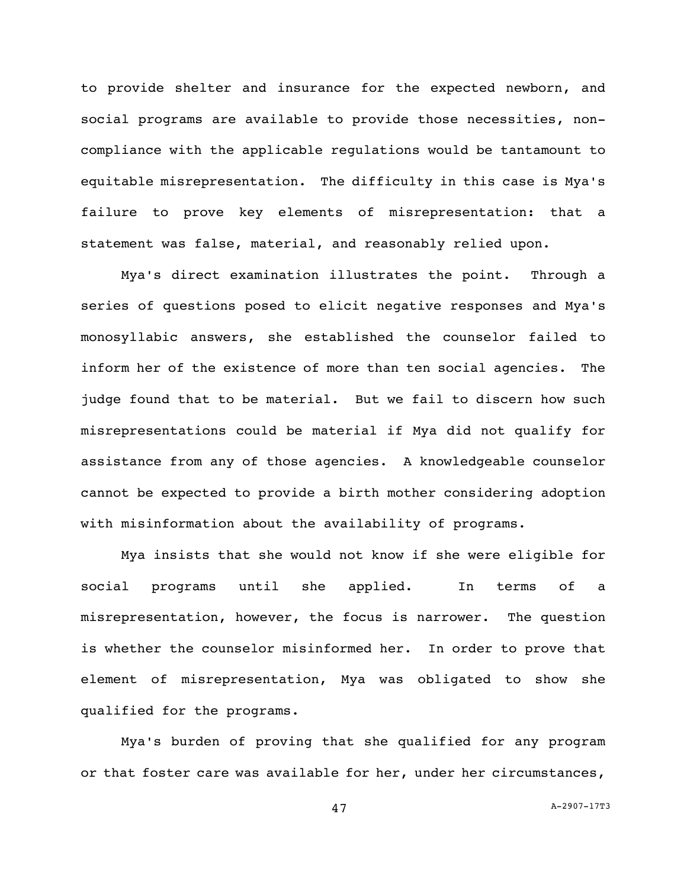to provide shelter and insurance for the expected newborn, and social programs are available to provide those necessities, non-compliance with the applicable regulations would be tantamount to equitable misrepresentation. The difficulty in this case is Mya's failure to prove key elements of misrepresentation: that a statement was false, material, and reasonably relied upon.

Mya's direct examination illustrates the point. Through a series of questions posed to elicit negative responses and Mya's monosyllabic answers, she established the counselor failed to inform her of the existence of more than ten social agencies. The judge found that to be material. But we fail to discern how such misrepresentations could be material if Mya did not qualify for assistance from any of those agencies. A knowledgeable counselor cannot be expected to provide a birth mother considering adoption with misinformation about the availability of programs.

Mya insists that she would not know if she were eligible for social programs until she applied. In terms of a misrepresentation, however, the focus is narrower. The question is whether the counselor misinformed her. In order to prove that element of misrepresentation, Mya was obligated to show she qualified for the programs.

Mya's burden of proving that she qualified for any program or that foster care was available for her, under her circumstances,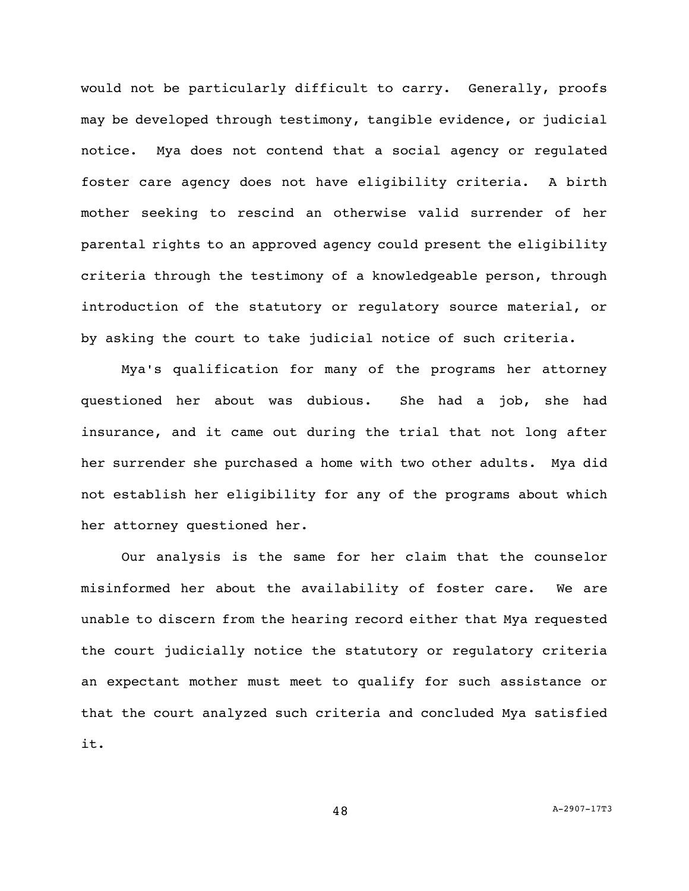would not be particularly difficult to carry. Generally, proofs may be developed through testimony, tangible evidence, or judicial notice. Mya does not contend that a social agency or regulated foster care agency does not have eligibility criteria. A birth mother seeking to rescind an otherwise valid surrender of her parental rights to an approved agency could present the eligibility criteria through the testimony of a knowledgeable person, through introduction of the statutory or regulatory source material, or by asking the court to take judicial notice of such criteria.

Mya's qualification for many of the programs her attorney questioned her about was dubious. She had a job, she had insurance, and it came out during the trial that not long after her surrender she purchased a home with two other adults. Mya did not establish her eligibility for any of the programs about which her attorney questioned her.

Our analysis is the same for her claim that the counselor misinformed her about the availability of foster care. We are unable to discern from the hearing record either that Mya requested the court judicially notice the statutory or regulatory criteria an expectant mother must meet to qualify for such assistance or that the court analyzed such criteria and concluded Mya satisfied it.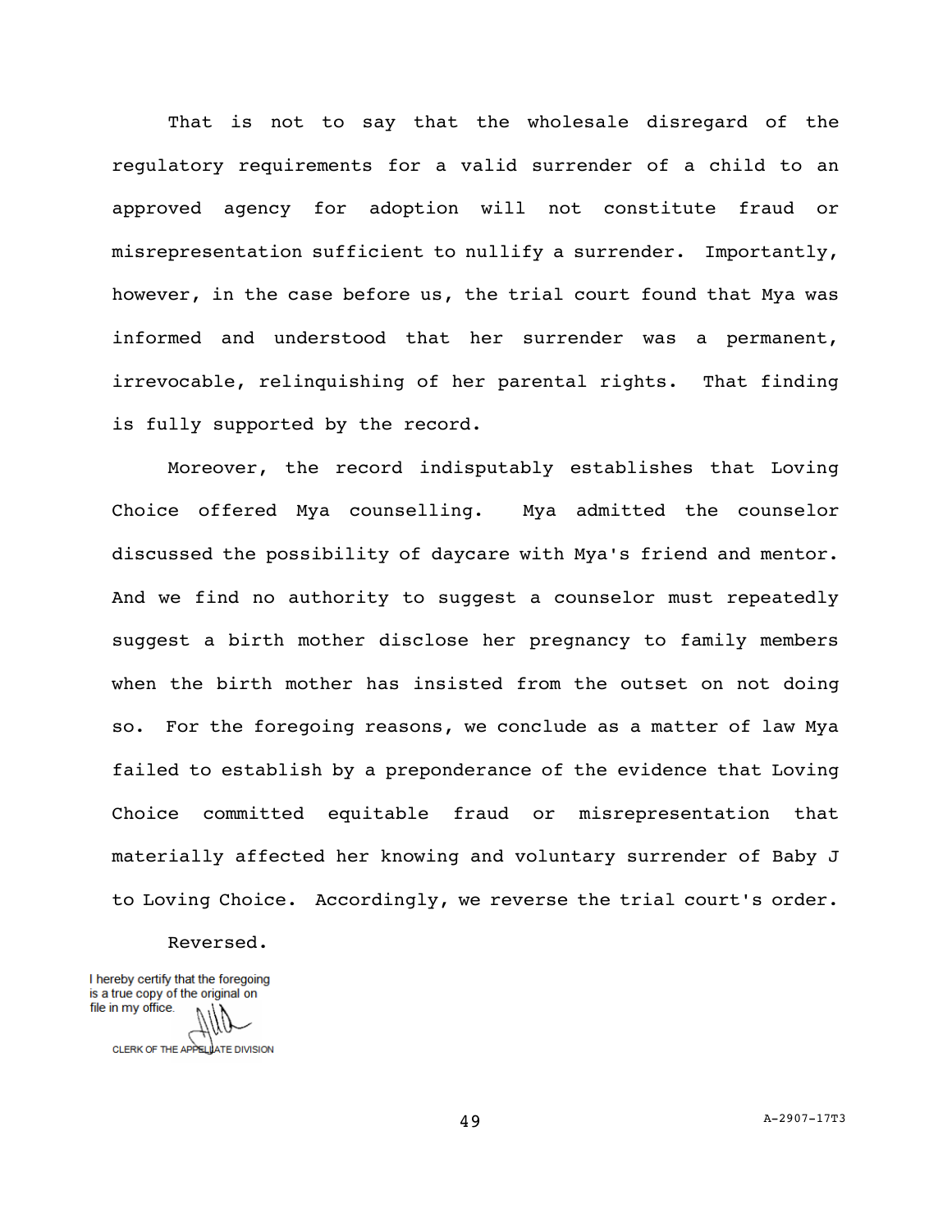That is not to say that the wholesale disregard of the regulatory requirements for a valid surrender of a child to an approved agency for adoption will not constitute fraud or misrepresentation sufficient to nullify a surrender. Importantly, however, in the case before us, the trial court found that Mya was informed and understood that her surrender was a permanent, irrevocable, relinquishing of her parental rights. That finding is fully supported by the record.

Moreover, the record indisputably establishes that Loving Choice offered Mya counselling. Mya admitted the counselor discussed the possibility of daycare with Mya's friend and mentor. And we find no authority to suggest a counselor must repeatedly suggest a birth mother disclose her pregnancy to family members when the birth mother has insisted from the outset on not doing so. For the foregoing reasons, we conclude as a matter of law Mya failed to establish by a preponderance of the evidence that Loving Choice committed equitable fraud or misrepresentation that materially affected her knowing and voluntary surrender of Baby J to Loving Choice. Accordingly, we reverse the trial court's order.

Reversed.

I hereby certify that the foregoing is a true copy of the original on file in my office.

CLERK OF THE APPELLATE DIVISION

A-2907-17T3